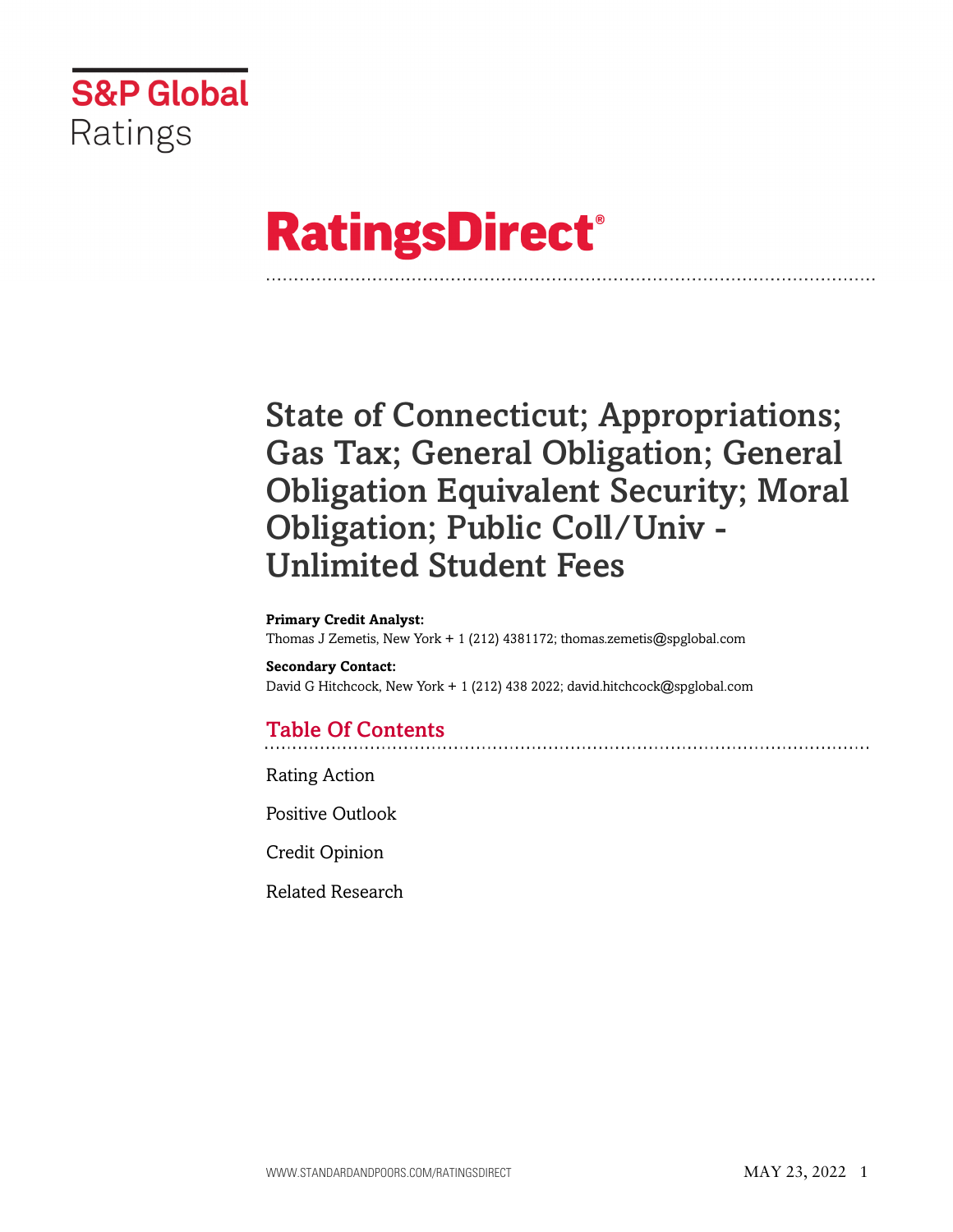S&P Global Ratings

# RatingsDirect®

# State of Connecticut; Appropriations; Gas Tax; General Obligation; General Obligation Equivalent Security; Moral Obligation; Public Coll/Univ - Unlimited Student Fees

**Primary Credit Analyst:**
Thomas J Zemetis, New York + 1 (212) 4381172; thomas.zemetis@spglobal.com

**Secondary Contact:**
David G Hitchcock, New York + 1 (212) 438 2022; david.hitchcock@spglobal.com

## Table Of Contents

Rating Action

Positive Outlook

Credit Opinion

Related Research

MAY 23, 2022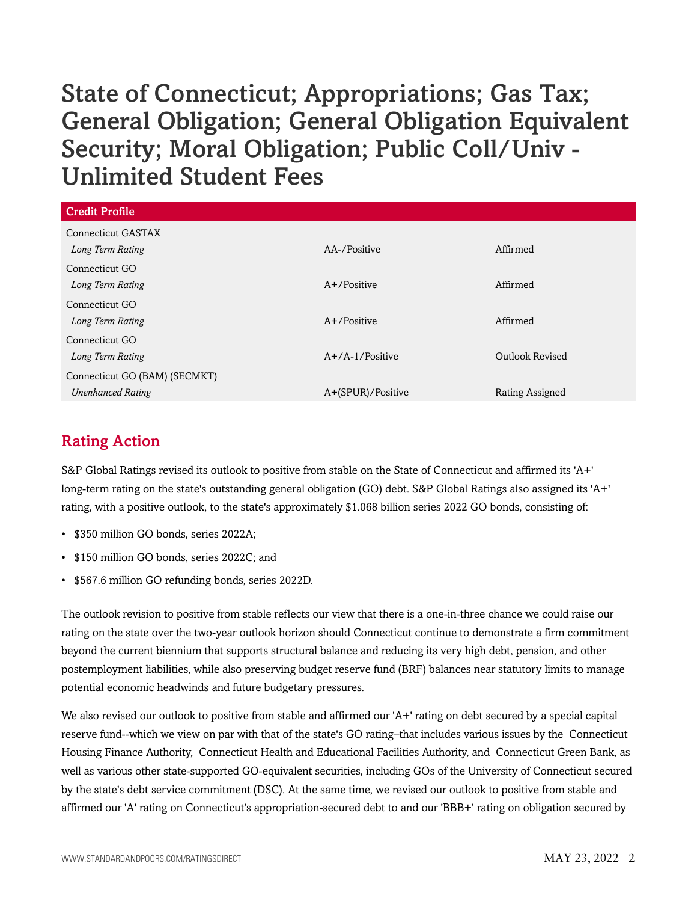# State of Connecticut; Appropriations; Gas Tax; General Obligation; General Obligation Equivalent Security; Moral Obligation; Public Coll/Univ - Unlimited Student Fees

| Credit Profile | | |
|---|---|---|
| Connecticut GASTAX | | |
| *Long Term Rating* | AA-/Positive | Affirmed |
| Connecticut GO | | |
| *Long Term Rating* | A+/Positive | Affirmed |
| Connecticut GO | | |
| *Long Term Rating* | A+/Positive | Affirmed |
| Connecticut GO | | |
| *Long Term Rating* | A+/A-1/Positive | Outlook Revised |
| Connecticut GO (BAM) (SECMKT) | | |
| *Unenhanced Rating* | A+(SPUR)/Positive | Rating Assigned |

## Rating Action

S&P Global Ratings revised its outlook to positive from stable on the State of Connecticut and affirmed its 'A+' long-term rating on the state's outstanding general obligation (GO) debt. S&P Global Ratings also assigned its 'A+' rating, with a positive outlook, to the state's approximately $1.068 billion series 2022 GO bonds, consisting of:

- $350 million GO bonds, series 2022A;
- $150 million GO bonds, series 2022C; and
- $567.6 million GO refunding bonds, series 2022D.

The outlook revision to positive from stable reflects our view that there is a one-in-three chance we could raise our rating on the state over the two-year outlook horizon should Connecticut continue to demonstrate a firm commitment beyond the current biennium that supports structural balance and reducing its very high debt, pension, and other postemployment liabilities, while also preserving budget reserve fund (BRF) balances near statutory limits to manage potential economic headwinds and future budgetary pressures.

We also revised our outlook to positive from stable and affirmed our 'A+' rating on debt secured by a special capital reserve fund--which we view on par with that of the state's GO rating--that includes various issues by the Connecticut Housing Finance Authority, Connecticut Health and Educational Facilities Authority, and Connecticut Green Bank, as well as various other state-supported GO-equivalent securities, including GOs of the University of Connecticut secured by the state's debt service commitment (DSC). At the same time, we revised our outlook to positive from stable and affirmed our 'A' rating on Connecticut's appropriation-secured debt to and our 'BBB+' rating on obligation secured by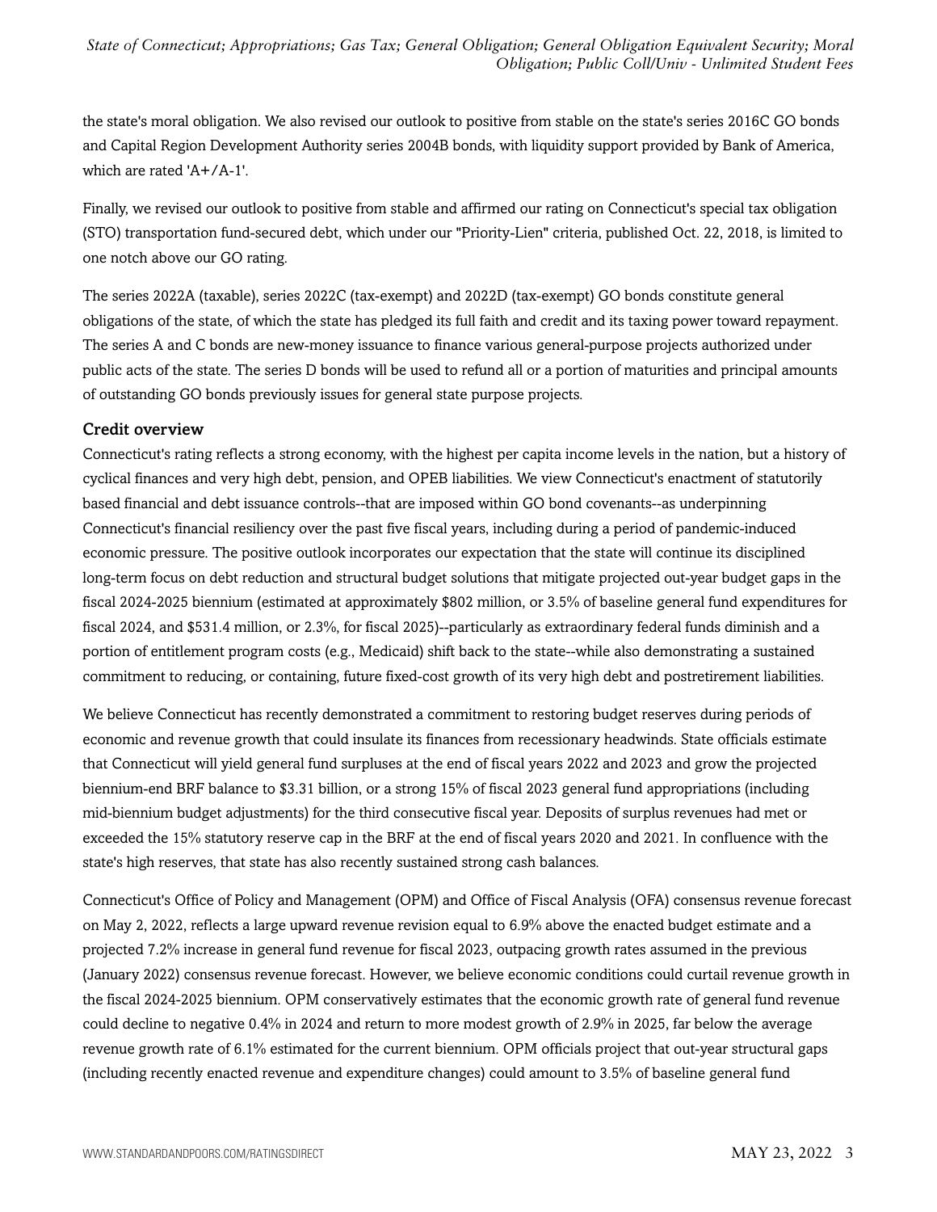the state's moral obligation. We also revised our outlook to positive from stable on the state's series 2016C GO bonds and Capital Region Development Authority series 2004B bonds, with liquidity support provided by Bank of America, which are rated 'A+/A-1'.

Finally, we revised our outlook to positive from stable and affirmed our rating on Connecticut's special tax obligation (STO) transportation fund-secured debt, which under our "Priority-Lien" criteria, published Oct. 22, 2018, is limited to one notch above our GO rating.

The series 2022A (taxable), series 2022C (tax-exempt) and 2022D (tax-exempt) GO bonds constitute general obligations of the state, of which the state has pledged its full faith and credit and its taxing power toward repayment. The series A and C bonds are new-money issuance to finance various general-purpose projects authorized under public acts of the state. The series D bonds will be used to refund all or a portion of maturities and principal amounts of outstanding GO bonds previously issues for general state purpose projects.

## Credit overview

Connecticut's rating reflects a strong economy, with the highest per capita income levels in the nation, but a history of cyclical finances and very high debt, pension, and OPEB liabilities. We view Connecticut's enactment of statutorily based financial and debt issuance controls--that are imposed within GO bond covenants--as underpinning Connecticut's financial resiliency over the past five fiscal years, including during a period of pandemic-induced economic pressure. The positive outlook incorporates our expectation that the state will continue its disciplined long-term focus on debt reduction and structural budget solutions that mitigate projected out-year budget gaps in the fiscal 2024-2025 biennium (estimated at approximately $802 million, or 3.5% of baseline general fund expenditures for fiscal 2024, and $531.4 million, or 2.3%, for fiscal 2025)--particularly as extraordinary federal funds diminish and a portion of entitlement program costs (e.g., Medicaid) shift back to the state--while also demonstrating a sustained commitment to reducing, or containing, future fixed-cost growth of its very high debt and postretirement liabilities.

We believe Connecticut has recently demonstrated a commitment to restoring budget reserves during periods of economic and revenue growth that could insulate its finances from recessionary headwinds. State officials estimate that Connecticut will yield general fund surpluses at the end of fiscal years 2022 and 2023 and grow the projected biennium-end BRF balance to $3.31 billion, or a strong 15% of fiscal 2023 general fund appropriations (including mid-biennium budget adjustments) for the third consecutive fiscal year. Deposits of surplus revenues had met or exceeded the 15% statutory reserve cap in the BRF at the end of fiscal years 2020 and 2021. In confluence with the state's high reserves, that state has also recently sustained strong cash balances.

Connecticut's Office of Policy and Management (OPM) and Office of Fiscal Analysis (OFA) consensus revenue forecast on May 2, 2022, reflects a large upward revenue revision equal to 6.9% above the enacted budget estimate and a projected 7.2% increase in general fund revenue for fiscal 2023, outpacing growth rates assumed in the previous (January 2022) consensus revenue forecast. However, we believe economic conditions could curtail revenue growth in the fiscal 2024-2025 biennium. OPM conservatively estimates that the economic growth rate of general fund revenue could decline to negative 0.4% in 2024 and return to more modest growth of 2.9% in 2025, far below the average revenue growth rate of 6.1% estimated for the current biennium. OPM officials project that out-year structural gaps (including recently enacted revenue and expenditure changes) could amount to 3.5% of baseline general fund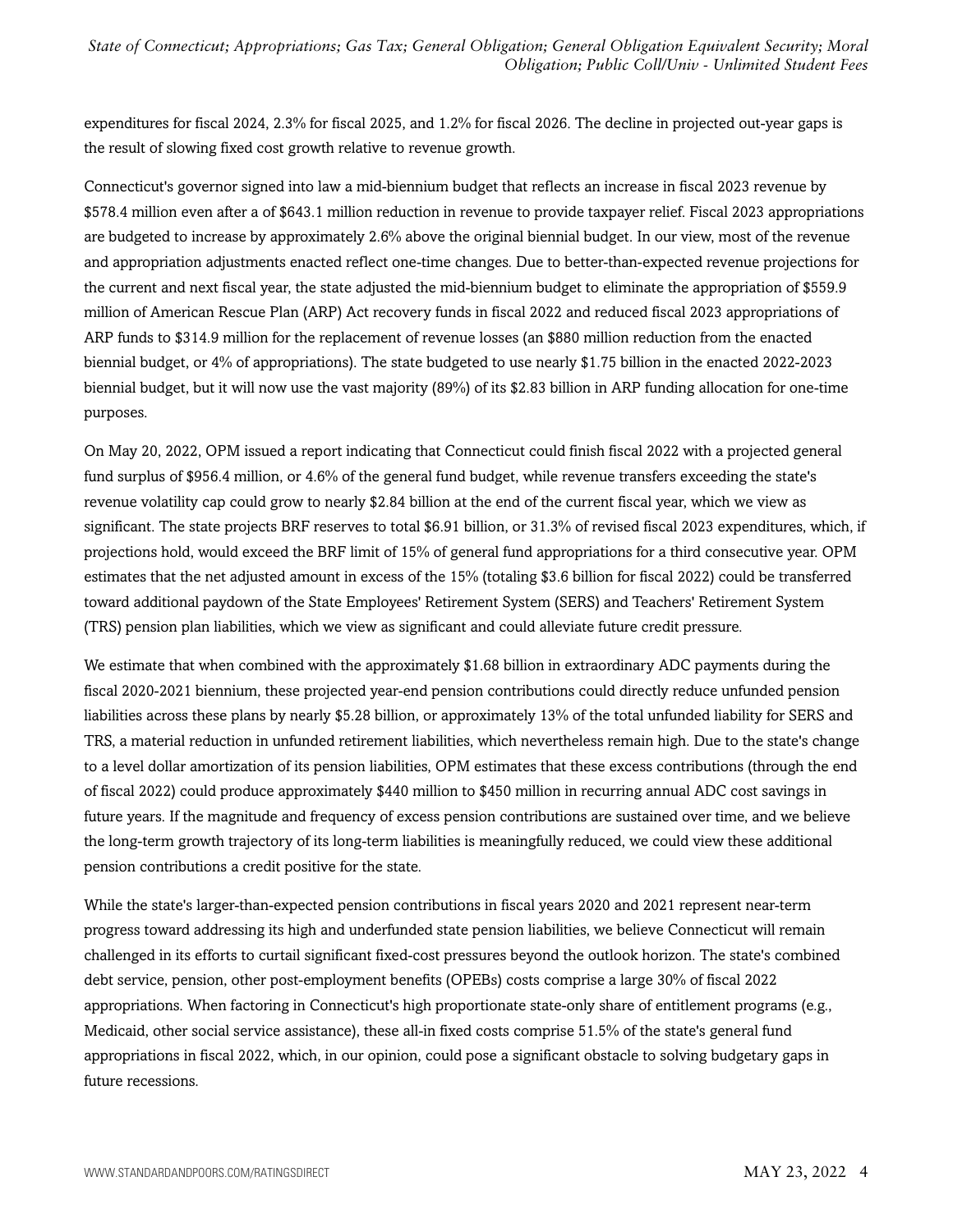expenditures for fiscal 2024, 2.3% for fiscal 2025, and 1.2% for fiscal 2026. The decline in projected out-year gaps is the result of slowing fixed cost growth relative to revenue growth.

Connecticut's governor signed into law a mid-biennium budget that reflects an increase in fiscal 2023 revenue by $578.4 million even after a of $643.1 million reduction in revenue to provide taxpayer relief. Fiscal 2023 appropriations are budgeted to increase by approximately 2.6% above the original biennial budget. In our view, most of the revenue and appropriation adjustments enacted reflect one-time changes. Due to better-than-expected revenue projections for the current and next fiscal year, the state adjusted the mid-biennium budget to eliminate the appropriation of $559.9 million of American Rescue Plan (ARP) Act recovery funds in fiscal 2022 and reduced fiscal 2023 appropriations of ARP funds to $314.9 million for the replacement of revenue losses (an $880 million reduction from the enacted biennial budget, or 4% of appropriations). The state budgeted to use nearly $1.75 billion in the enacted 2022-2023 biennial budget, but it will now use the vast majority (89%) of its $2.83 billion in ARP funding allocation for one-time purposes.

On May 20, 2022, OPM issued a report indicating that Connecticut could finish fiscal 2022 with a projected general fund surplus of $956.4 million, or 4.6% of the general fund budget, while revenue transfers exceeding the state's revenue volatility cap could grow to nearly $2.84 billion at the end of the current fiscal year, which we view as significant. The state projects BRF reserves to total $6.91 billion, or 31.3% of revised fiscal 2023 expenditures, which, if projections hold, would exceed the BRF limit of 15% of general fund appropriations for a third consecutive year. OPM estimates that the net adjusted amount in excess of the 15% (totaling $3.6 billion for fiscal 2022) could be transferred toward additional paydown of the State Employees' Retirement System (SERS) and Teachers' Retirement System (TRS) pension plan liabilities, which we view as significant and could alleviate future credit pressure.

We estimate that when combined with the approximately $1.68 billion in extraordinary ADC payments during the fiscal 2020-2021 biennium, these projected year-end pension contributions could directly reduce unfunded pension liabilities across these plans by nearly $5.28 billion, or approximately 13% of the total unfunded liability for SERS and TRS, a material reduction in unfunded retirement liabilities, which nevertheless remain high. Due to the state's change to a level dollar amortization of its pension liabilities, OPM estimates that these excess contributions (through the end of fiscal 2022) could produce approximately $440 million to $450 million in recurring annual ADC cost savings in future years. If the magnitude and frequency of excess pension contributions are sustained over time, and we believe the long-term growth trajectory of its long-term liabilities is meaningfully reduced, we could view these additional pension contributions a credit positive for the state.

While the state's larger-than-expected pension contributions in fiscal years 2020 and 2021 represent near-term progress toward addressing its high and underfunded state pension liabilities, we believe Connecticut will remain challenged in its efforts to curtail significant fixed-cost pressures beyond the outlook horizon. The state's combined debt service, pension, other post-employment benefits (OPEBs) costs comprise a large 30% of fiscal 2022 appropriations. When factoring in Connecticut's high proportionate state-only share of entitlement programs (e.g., Medicaid, other social service assistance), these all-in fixed costs comprise 51.5% of the state's general fund appropriations in fiscal 2022, which, in our opinion, could pose a significant obstacle to solving budgetary gaps in future recessions.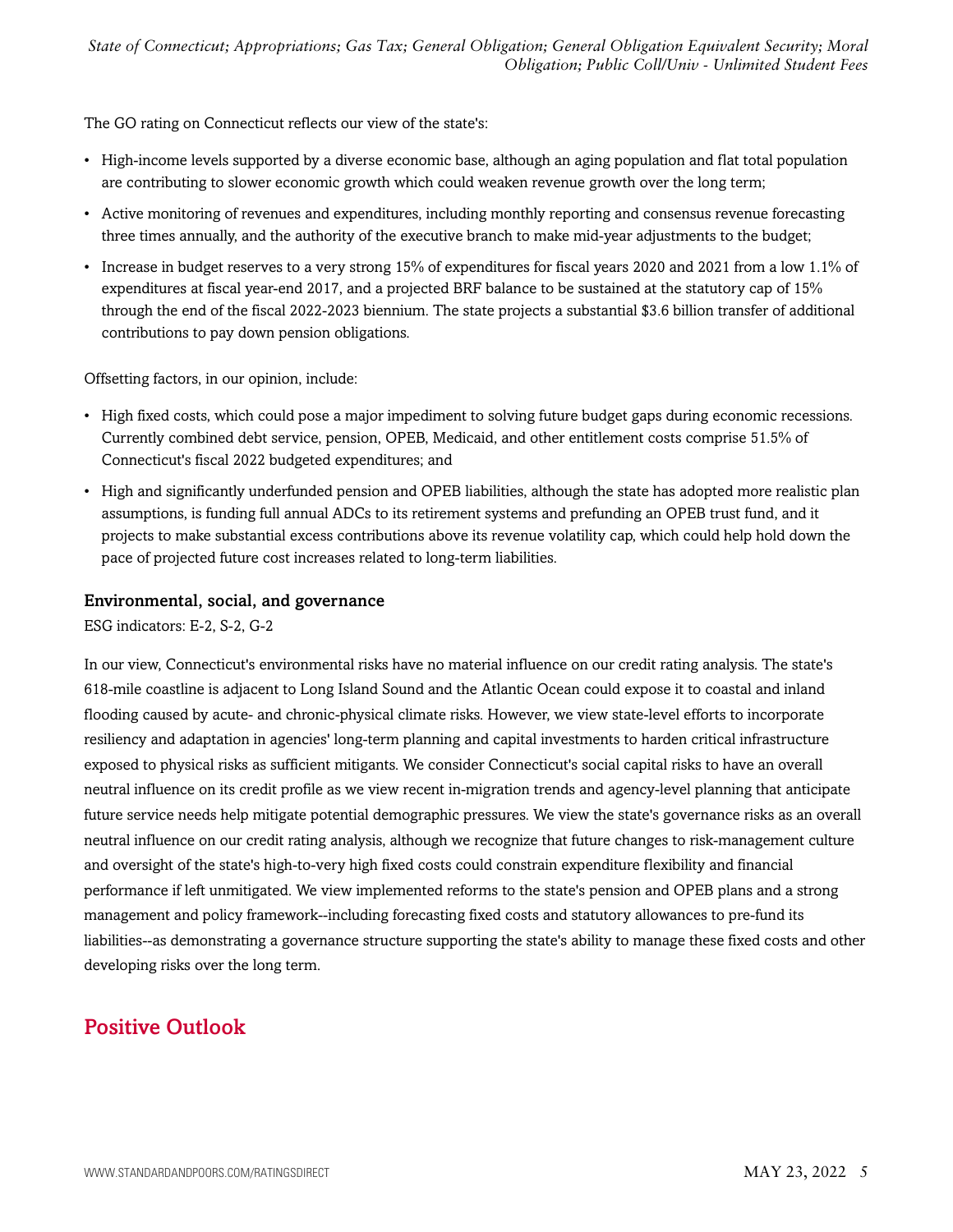The GO rating on Connecticut reflects our view of the state's:

- High-income levels supported by a diverse economic base, although an aging population and flat total population are contributing to slower economic growth which could weaken revenue growth over the long term;
- Active monitoring of revenues and expenditures, including monthly reporting and consensus revenue forecasting three times annually, and the authority of the executive branch to make mid-year adjustments to the budget;
- Increase in budget reserves to a very strong 15% of expenditures for fiscal years 2020 and 2021 from a low 1.1% of expenditures at fiscal year-end 2017, and a projected BRF balance to be sustained at the statutory cap of 15% through the end of the fiscal 2022-2023 biennium. The state projects a substantial $3.6 billion transfer of additional contributions to pay down pension obligations.

Offsetting factors, in our opinion, include:

- High fixed costs, which could pose a major impediment to solving future budget gaps during economic recessions. Currently combined debt service, pension, OPEB, Medicaid, and other entitlement costs comprise 51.5% of Connecticut's fiscal 2022 budgeted expenditures; and
- High and significantly underfunded pension and OPEB liabilities, although the state has adopted more realistic plan assumptions, is funding full annual ADCs to its retirement systems and prefunding an OPEB trust fund, and it projects to make substantial excess contributions above its revenue volatility cap, which could help hold down the pace of projected future cost increases related to long-term liabilities.

### Environmental, social, and governance

ESG indicators: E-2, S-2, G-2

In our view, Connecticut's environmental risks have no material influence on our credit rating analysis. The state's 618-mile coastline is adjacent to Long Island Sound and the Atlantic Ocean could expose it to coastal and inland flooding caused by acute- and chronic-physical climate risks. However, we view state-level efforts to incorporate resiliency and adaptation in agencies' long-term planning and capital investments to harden critical infrastructure exposed to physical risks as sufficient mitigants. We consider Connecticut's social capital risks to have an overall neutral influence on its credit profile as we view recent in-migration trends and agency-level planning that anticipate future service needs help mitigate potential demographic pressures. We view the state's governance risks as an overall neutral influence on our credit rating analysis, although we recognize that future changes to risk-management culture and oversight of the state's high-to-very high fixed costs could constrain expenditure flexibility and financial performance if left unmitigated. We view implemented reforms to the state's pension and OPEB plans and a strong management and policy framework--including forecasting fixed costs and statutory allowances to pre-fund its liabilities--as demonstrating a governance structure supporting the state's ability to manage these fixed costs and other developing risks over the long term.

## Positive Outlook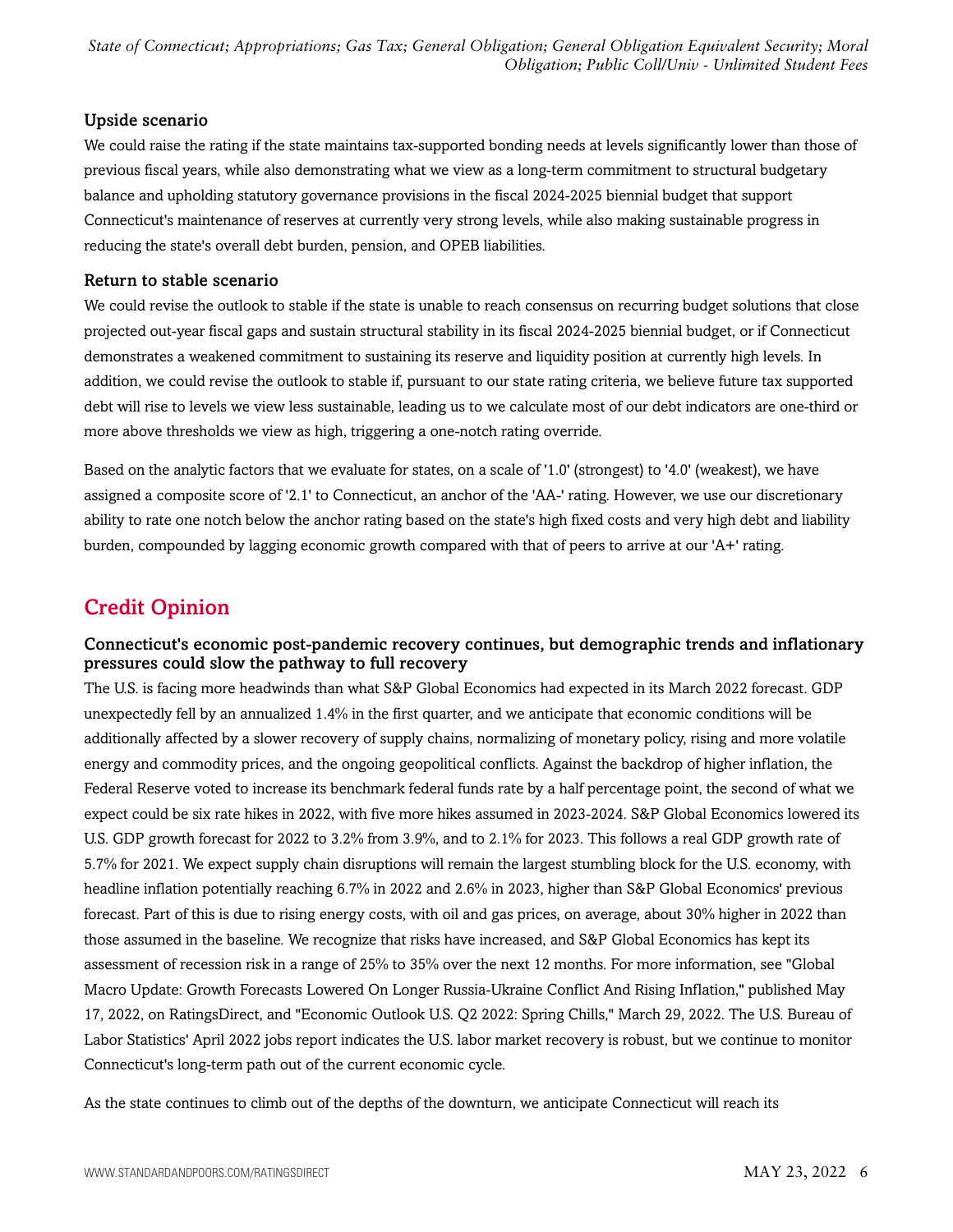### Upside scenario

We could raise the rating if the state maintains tax-supported bonding needs at levels significantly lower than those of previous fiscal years, while also demonstrating what we view as a long-term commitment to structural budgetary balance and upholding statutory governance provisions in the fiscal 2024-2025 biennial budget that support Connecticut's maintenance of reserves at currently very strong levels, while also making sustainable progress in reducing the state's overall debt burden, pension, and OPEB liabilities.

### Return to stable scenario

We could revise the outlook to stable if the state is unable to reach consensus on recurring budget solutions that close projected out-year fiscal gaps and sustain structural stability in its fiscal 2024-2025 biennial budget, or if Connecticut demonstrates a weakened commitment to sustaining its reserve and liquidity position at currently high levels. In addition, we could revise the outlook to stable if, pursuant to our state rating criteria, we believe future tax supported debt will rise to levels we view less sustainable, leading us to we calculate most of our debt indicators are one-third or more above thresholds we view as high, triggering a one-notch rating override.

Based on the analytic factors that we evaluate for states, on a scale of '1.0' (strongest) to '4.0' (weakest), we have assigned a composite score of '2.1' to Connecticut, an anchor of the 'AA-' rating. However, we use our discretionary ability to rate one notch below the anchor rating based on the state's high fixed costs and very high debt and liability burden, compounded by lagging economic growth compared with that of peers to arrive at our 'A+' rating.

## Credit Opinion

### Connecticut's economic post-pandemic recovery continues, but demographic trends and inflationary pressures could slow the pathway to full recovery

The U.S. is facing more headwinds than what S&P Global Economics had expected in its March 2022 forecast. GDP unexpectedly fell by an annualized 1.4% in the first quarter, and we anticipate that economic conditions will be additionally affected by a slower recovery of supply chains, normalizing of monetary policy, rising and more volatile energy and commodity prices, and the ongoing geopolitical conflicts. Against the backdrop of higher inflation, the Federal Reserve voted to increase its benchmark federal funds rate by a half percentage point, the second of what we expect could be six rate hikes in 2022, with five more hikes assumed in 2023-2024. S&P Global Economics lowered its U.S. GDP growth forecast for 2022 to 3.2% from 3.9%, and to 2.1% for 2023. This follows a real GDP growth rate of 5.7% for 2021. We expect supply chain disruptions will remain the largest stumbling block for the U.S. economy, with headline inflation potentially reaching 6.7% in 2022 and 2.6% in 2023, higher than S&P Global Economics' previous forecast. Part of this is due to rising energy costs, with oil and gas prices, on average, about 30% higher in 2022 than those assumed in the baseline. We recognize that risks have increased, and S&P Global Economics has kept its assessment of recession risk in a range of 25% to 35% over the next 12 months. For more information, see "Global Macro Update: Growth Forecasts Lowered On Longer Russia-Ukraine Conflict And Rising Inflation," published May 17, 2022, on RatingsDirect, and "Economic Outlook U.S. Q2 2022: Spring Chills," March 29, 2022. The U.S. Bureau of Labor Statistics' April 2022 jobs report indicates the U.S. labor market recovery is robust, but we continue to monitor Connecticut's long-term path out of the current economic cycle.

As the state continues to climb out of the depths of the downturn, we anticipate Connecticut will reach its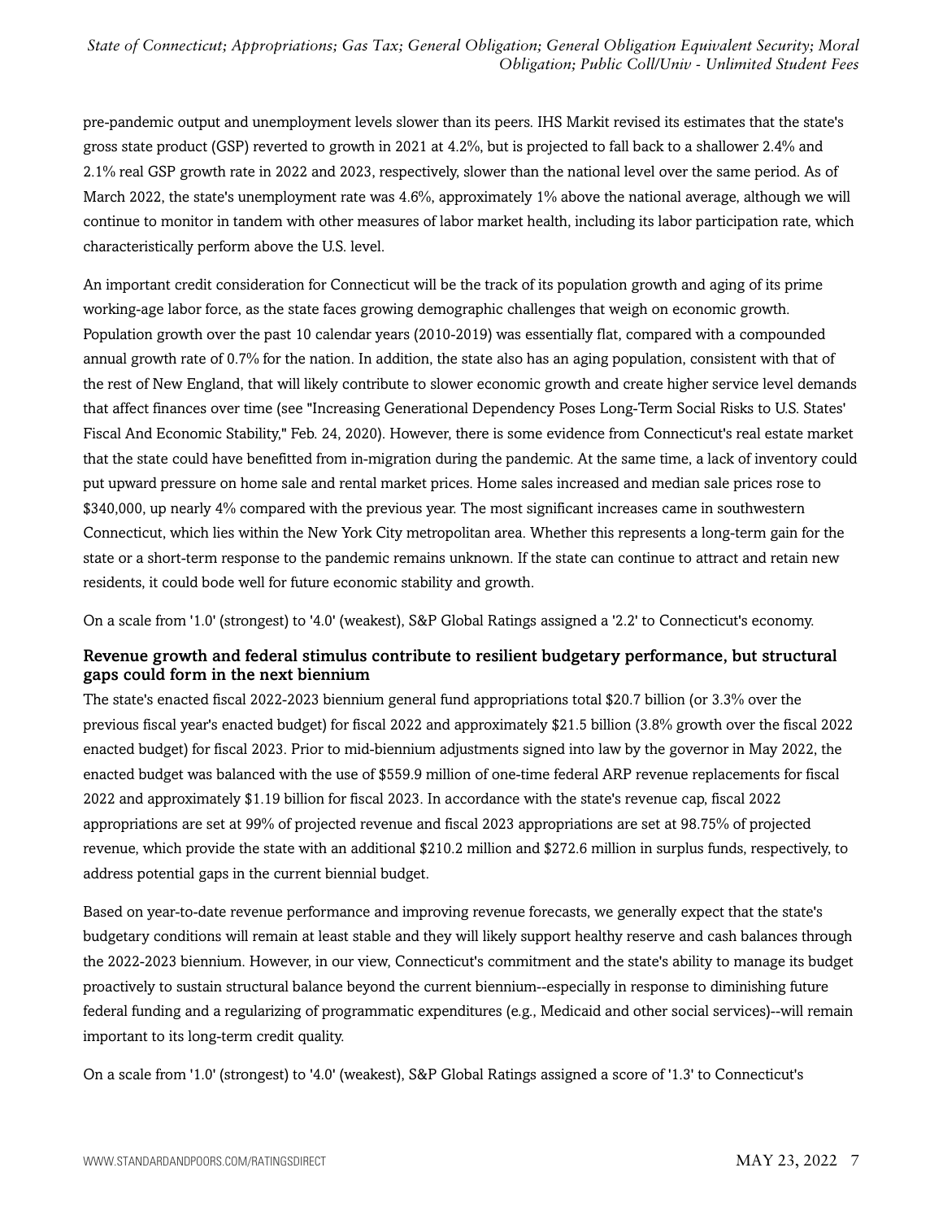pre-pandemic output and unemployment levels slower than its peers. IHS Markit revised its estimates that the state's gross state product (GSP) reverted to growth in 2021 at 4.2%, but is projected to fall back to a shallower 2.4% and 2.1% real GSP growth rate in 2022 and 2023, respectively, slower than the national level over the same period. As of March 2022, the state's unemployment rate was 4.6%, approximately 1% above the national average, although we will continue to monitor in tandem with other measures of labor market health, including its labor participation rate, which characteristically perform above the U.S. level.

An important credit consideration for Connecticut will be the track of its population growth and aging of its prime working-age labor force, as the state faces growing demographic challenges that weigh on economic growth. Population growth over the past 10 calendar years (2010-2019) was essentially flat, compared with a compounded annual growth rate of 0.7% for the nation. In addition, the state also has an aging population, consistent with that of the rest of New England, that will likely contribute to slower economic growth and create higher service level demands that affect finances over time (see "Increasing Generational Dependency Poses Long-Term Social Risks to U.S. States' Fiscal And Economic Stability," Feb. 24, 2020). However, there is some evidence from Connecticut's real estate market that the state could have benefitted from in-migration during the pandemic. At the same time, a lack of inventory could put upward pressure on home sale and rental market prices. Home sales increased and median sale prices rose to $340,000, up nearly 4% compared with the previous year. The most significant increases came in southwestern Connecticut, which lies within the New York City metropolitan area. Whether this represents a long-term gain for the state or a short-term response to the pandemic remains unknown. If the state can continue to attract and retain new residents, it could bode well for future economic stability and growth.

On a scale from '1.0' (strongest) to '4.0' (weakest), S&P Global Ratings assigned a '2.2' to Connecticut's economy.

### Revenue growth and federal stimulus contribute to resilient budgetary performance, but structural gaps could form in the next biennium

The state's enacted fiscal 2022-2023 biennium general fund appropriations total $20.7 billion (or 3.3% over the previous fiscal year's enacted budget) for fiscal 2022 and approximately $21.5 billion (3.8% growth over the fiscal 2022 enacted budget) for fiscal 2023. Prior to mid-biennium adjustments signed into law by the governor in May 2022, the enacted budget was balanced with the use of $559.9 million of one-time federal ARP revenue replacements for fiscal 2022 and approximately $1.19 billion for fiscal 2023. In accordance with the state's revenue cap, fiscal 2022 appropriations are set at 99% of projected revenue and fiscal 2023 appropriations are set at 98.75% of projected revenue, which provide the state with an additional $210.2 million and $272.6 million in surplus funds, respectively, to address potential gaps in the current biennial budget.

Based on year-to-date revenue performance and improving revenue forecasts, we generally expect that the state's budgetary conditions will remain at least stable and they will likely support healthy reserve and cash balances through the 2022-2023 biennium. However, in our view, Connecticut's commitment and the state's ability to manage its budget proactively to sustain structural balance beyond the current biennium--especially in response to diminishing future federal funding and a regularizing of programmatic expenditures (e.g., Medicaid and other social services)--will remain important to its long-term credit quality.

On a scale from '1.0' (strongest) to '4.0' (weakest), S&P Global Ratings assigned a score of '1.3' to Connecticut's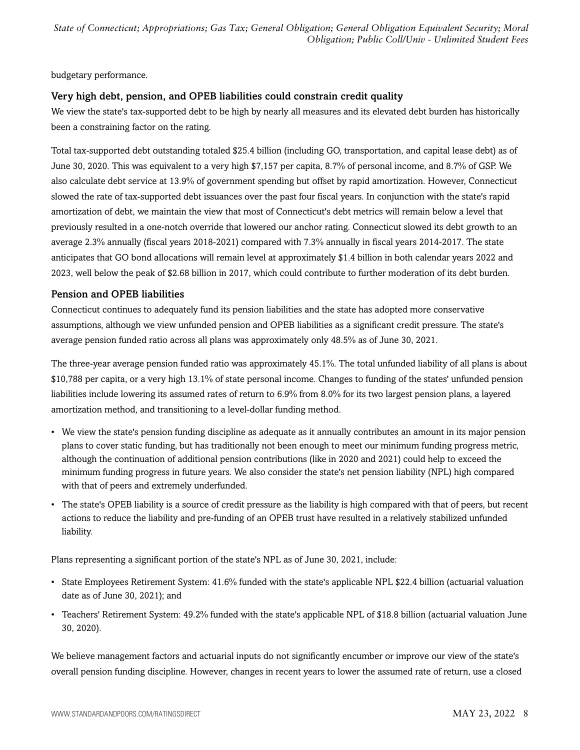budgetary performance.

### Very high debt, pension, and OPEB liabilities could constrain credit quality

We view the state's tax-supported debt to be high by nearly all measures and its elevated debt burden has historically been a constraining factor on the rating.

Total tax-supported debt outstanding totaled $25.4 billion (including GO, transportation, and capital lease debt) as of June 30, 2020. This was equivalent to a very high $7,157 per capita, 8.7% of personal income, and 8.7% of GSP. We also calculate debt service at 13.9% of government spending but offset by rapid amortization. However, Connecticut slowed the rate of tax-supported debt issuances over the past four fiscal years. In conjunction with the state's rapid amortization of debt, we maintain the view that most of Connecticut's debt metrics will remain below a level that previously resulted in a one-notch override that lowered our anchor rating. Connecticut slowed its debt growth to an average 2.3% annually (fiscal years 2018-2021) compared with 7.3% annually in fiscal years 2014-2017. The state anticipates that GO bond allocations will remain level at approximately $1.4 billion in both calendar years 2022 and 2023, well below the peak of $2.68 billion in 2017, which could contribute to further moderation of its debt burden.

### Pension and OPEB liabilities

Connecticut continues to adequately fund its pension liabilities and the state has adopted more conservative assumptions, although we view unfunded pension and OPEB liabilities as a significant credit pressure. The state's average pension funded ratio across all plans was approximately only 48.5% as of June 30, 2021.

The three-year average pension funded ratio was approximately 45.1%. The total unfunded liability of all plans is about $10,788 per capita, or a very high 13.1% of state personal income. Changes to funding of the states' unfunded pension liabilities include lowering its assumed rates of return to 6.9% from 8.0% for its two largest pension plans, a layered amortization method, and transitioning to a level-dollar funding method.

- We view the state's pension funding discipline as adequate as it annually contributes an amount in its major pension plans to cover static funding, but has traditionally not been enough to meet our minimum funding progress metric, although the continuation of additional pension contributions (like in 2020 and 2021) could help to exceed the minimum funding progress in future years. We also consider the state's net pension liability (NPL) high compared with that of peers and extremely underfunded.
- The state's OPEB liability is a source of credit pressure as the liability is high compared with that of peers, but recent actions to reduce the liability and pre-funding of an OPEB trust have resulted in a relatively stabilized unfunded liability.

Plans representing a significant portion of the state's NPL as of June 30, 2021, include:

- State Employees Retirement System: 41.6% funded with the state's applicable NPL $22.4 billion (actuarial valuation date as of June 30, 2021); and
- Teachers' Retirement System: 49.2% funded with the state's applicable NPL of $18.8 billion (actuarial valuation June 30, 2020).

We believe management factors and actuarial inputs do not significantly encumber or improve our view of the state's overall pension funding discipline. However, changes in recent years to lower the assumed rate of return, use a closed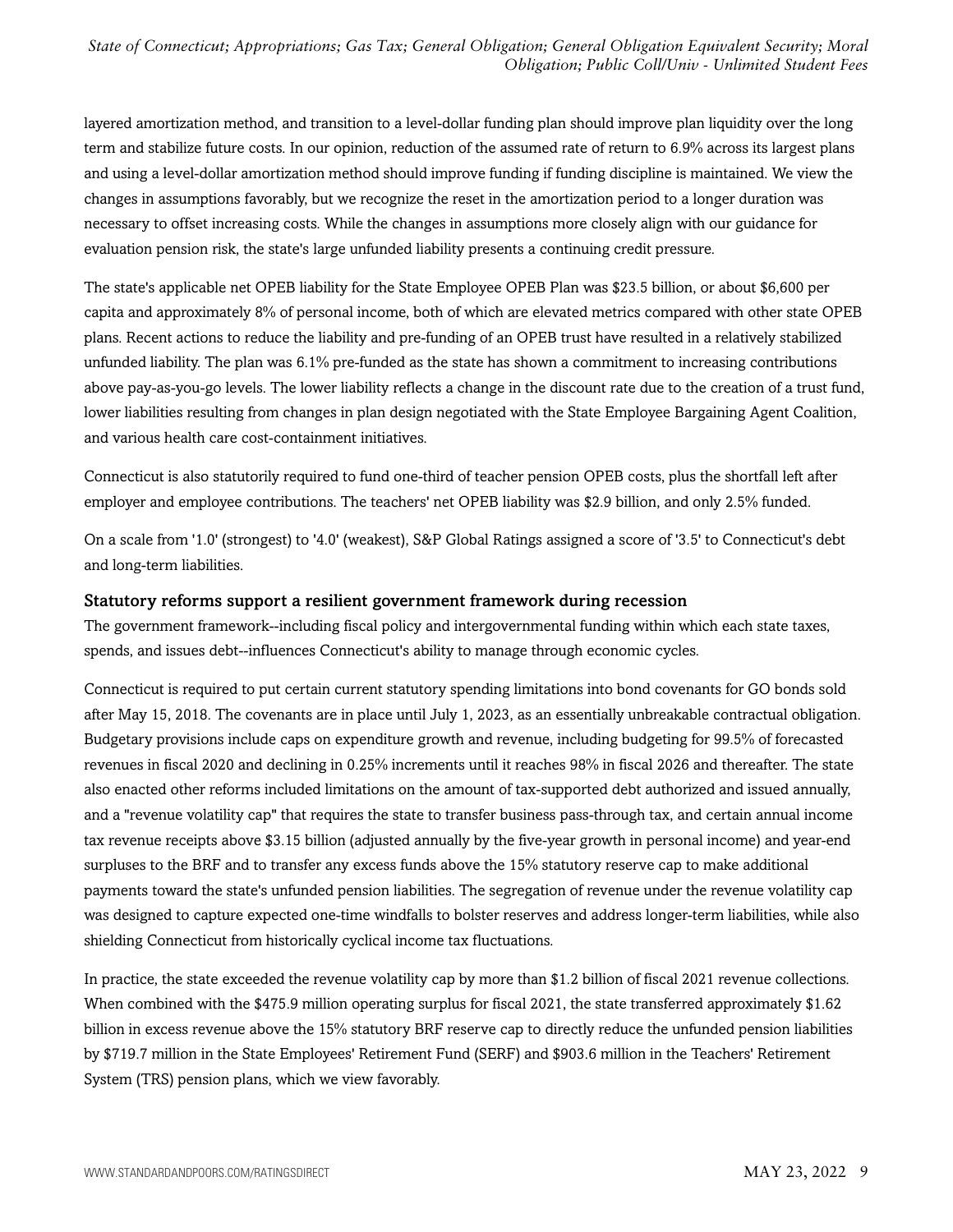layered amortization method, and transition to a level-dollar funding plan should improve plan liquidity over the long term and stabilize future costs. In our opinion, reduction of the assumed rate of return to 6.9% across its largest plans and using a level-dollar amortization method should improve funding if funding discipline is maintained. We view the changes in assumptions favorably, but we recognize the reset in the amortization period to a longer duration was necessary to offset increasing costs. While the changes in assumptions more closely align with our guidance for evaluation pension risk, the state's large unfunded liability presents a continuing credit pressure.

The state's applicable net OPEB liability for the State Employee OPEB Plan was $23.5 billion, or about $6,600 per capita and approximately 8% of personal income, both of which are elevated metrics compared with other state OPEB plans. Recent actions to reduce the liability and pre-funding of an OPEB trust have resulted in a relatively stabilized unfunded liability. The plan was 6.1% pre-funded as the state has shown a commitment to increasing contributions above pay-as-you-go levels. The lower liability reflects a change in the discount rate due to the creation of a trust fund, lower liabilities resulting from changes in plan design negotiated with the State Employee Bargaining Agent Coalition, and various health care cost-containment initiatives.

Connecticut is also statutorily required to fund one-third of teacher pension OPEB costs, plus the shortfall left after employer and employee contributions. The teachers' net OPEB liability was $2.9 billion, and only 2.5% funded.

On a scale from '1.0' (strongest) to '4.0' (weakest), S&P Global Ratings assigned a score of '3.5' to Connecticut's debt and long-term liabilities.

### Statutory reforms support a resilient government framework during recession

The government framework--including fiscal policy and intergovernmental funding within which each state taxes, spends, and issues debt--influences Connecticut's ability to manage through economic cycles.

Connecticut is required to put certain current statutory spending limitations into bond covenants for GO bonds sold after May 15, 2018. The covenants are in place until July 1, 2023, as an essentially unbreakable contractual obligation. Budgetary provisions include caps on expenditure growth and revenue, including budgeting for 99.5% of forecasted revenues in fiscal 2020 and declining in 0.25% increments until it reaches 98% in fiscal 2026 and thereafter. The state also enacted other reforms included limitations on the amount of tax-supported debt authorized and issued annually, and a "revenue volatility cap" that requires the state to transfer business pass-through tax, and certain annual income tax revenue receipts above $3.15 billion (adjusted annually by the five-year growth in personal income) and year-end surpluses to the BRF and to transfer any excess funds above the 15% statutory reserve cap to make additional payments toward the state's unfunded pension liabilities. The segregation of revenue under the revenue volatility cap was designed to capture expected one-time windfalls to bolster reserves and address longer-term liabilities, while also shielding Connecticut from historically cyclical income tax fluctuations.

In practice, the state exceeded the revenue volatility cap by more than $1.2 billion of fiscal 2021 revenue collections. When combined with the $475.9 million operating surplus for fiscal 2021, the state transferred approximately $1.62 billion in excess revenue above the 15% statutory BRF reserve cap to directly reduce the unfunded pension liabilities by $719.7 million in the State Employees' Retirement Fund (SERF) and $903.6 million in the Teachers' Retirement System (TRS) pension plans, which we view favorably.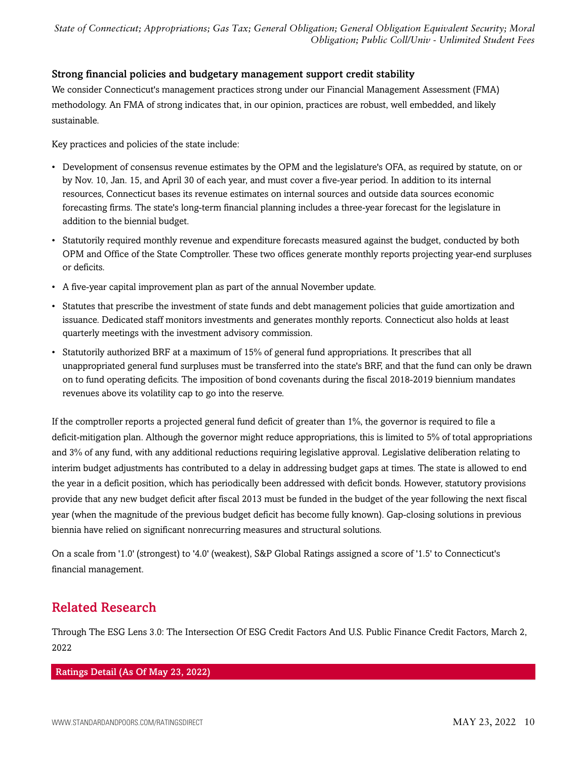### Strong financial policies and budgetary management support credit stability

We consider Connecticut's management practices strong under our Financial Management Assessment (FMA) methodology. An FMA of strong indicates that, in our opinion, practices are robust, well embedded, and likely sustainable.

Key practices and policies of the state include:

- Development of consensus revenue estimates by the OPM and the legislature's OFA, as required by statute, on or by Nov. 10, Jan. 15, and April 30 of each year, and must cover a five-year period. In addition to its internal resources, Connecticut bases its revenue estimates on internal sources and outside data sources economic forecasting firms. The state's long-term financial planning includes a three-year forecast for the legislature in addition to the biennial budget.
- Statutorily required monthly revenue and expenditure forecasts measured against the budget, conducted by both OPM and Office of the State Comptroller. These two offices generate monthly reports projecting year-end surpluses or deficits.
- A five-year capital improvement plan as part of the annual November update.
- Statutes that prescribe the investment of state funds and debt management policies that guide amortization and issuance. Dedicated staff monitors investments and generates monthly reports. Connecticut also holds at least quarterly meetings with the investment advisory commission.
- Statutorily authorized BRF at a maximum of 15% of general fund appropriations. It prescribes that all unappropriated general fund surpluses must be transferred into the state's BRF, and that the fund can only be drawn on to fund operating deficits. The imposition of bond covenants during the fiscal 2018-2019 biennium mandates revenues above its volatility cap to go into the reserve.

If the comptroller reports a projected general fund deficit of greater than 1%, the governor is required to file a deficit-mitigation plan. Although the governor might reduce appropriations, this is limited to 5% of total appropriations and 3% of any fund, with any additional reductions requiring legislative approval. Legislative deliberation relating to interim budget adjustments has contributed to a delay in addressing budget gaps at times. The state is allowed to end the year in a deficit position, which has periodically been addressed with deficit bonds. However, statutory provisions provide that any new budget deficit after fiscal 2013 must be funded in the budget of the year following the next fiscal year (when the magnitude of the previous budget deficit has become fully known). Gap-closing solutions in previous biennia have relied on significant nonrecurring measures and structural solutions.

On a scale from '1.0' (strongest) to '4.0' (weakest), S&P Global Ratings assigned a score of '1.5' to Connecticut's financial management.

## Related Research

Through The ESG Lens 3.0: The Intersection Of ESG Credit Factors And U.S. Public Finance Credit Factors, March 2, 2022

| Ratings Detail (As Of May 23, 2022) |
| --- |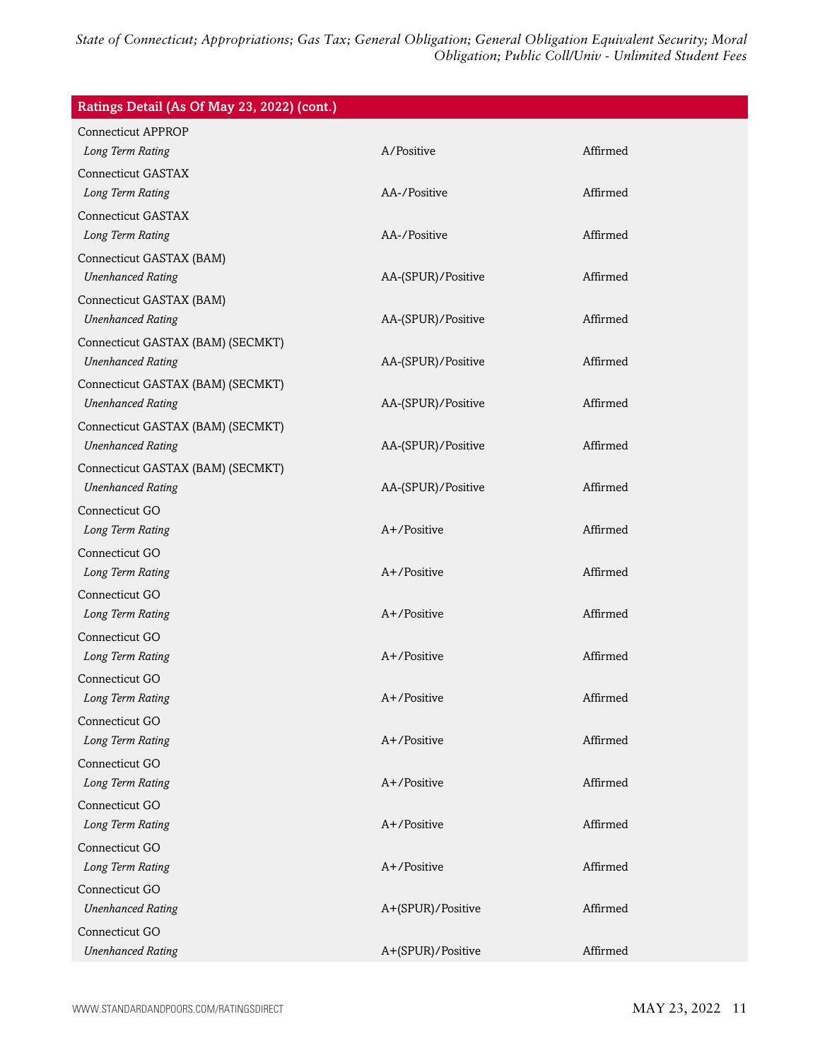| Ratings Detail (As Of May 23, 2022) (cont.) | | |
|---|---|---|
| Connecticut APPROP | | |
| *Long Term Rating* | A/Positive | Affirmed |
| Connecticut GASTAX | | |
| *Long Term Rating* | AA-/Positive | Affirmed |
| Connecticut GASTAX | | |
| *Long Term Rating* | AA-/Positive | Affirmed |
| Connecticut GASTAX (BAM) | | |
| *Unenhanced Rating* | AA-(SPUR)/Positive | Affirmed |
| Connecticut GASTAX (BAM) | | |
| *Unenhanced Rating* | AA-(SPUR)/Positive | Affirmed |
| Connecticut GASTAX (BAM) (SECMKT) | | |
| *Unenhanced Rating* | AA-(SPUR)/Positive | Affirmed |
| Connecticut GASTAX (BAM) (SECMKT) | | |
| *Unenhanced Rating* | AA-(SPUR)/Positive | Affirmed |
| Connecticut GASTAX (BAM) (SECMKT) | | |
| *Unenhanced Rating* | AA-(SPUR)/Positive | Affirmed |
| Connecticut GASTAX (BAM) (SECMKT) | | |
| *Unenhanced Rating* | AA-(SPUR)/Positive | Affirmed |
| Connecticut GO | | |
| *Long Term Rating* | A+/Positive | Affirmed |
| Connecticut GO | | |
| *Long Term Rating* | A+/Positive | Affirmed |
| Connecticut GO | | |
| *Long Term Rating* | A+/Positive | Affirmed |
| Connecticut GO | | |
| *Long Term Rating* | A+/Positive | Affirmed |
| Connecticut GO | | |
| *Long Term Rating* | A+/Positive | Affirmed |
| Connecticut GO | | |
| *Long Term Rating* | A+/Positive | Affirmed |
| Connecticut GO | | |
| *Long Term Rating* | A+/Positive | Affirmed |
| Connecticut GO | | |
| *Long Term Rating* | A+/Positive | Affirmed |
| Connecticut GO | | |
| *Long Term Rating* | A+/Positive | Affirmed |
| Connecticut GO | | |
| *Unenhanced Rating* | A+(SPUR)/Positive | Affirmed |
| Connecticut GO | | |
| *Unenhanced Rating* | A+(SPUR)/Positive | Affirmed |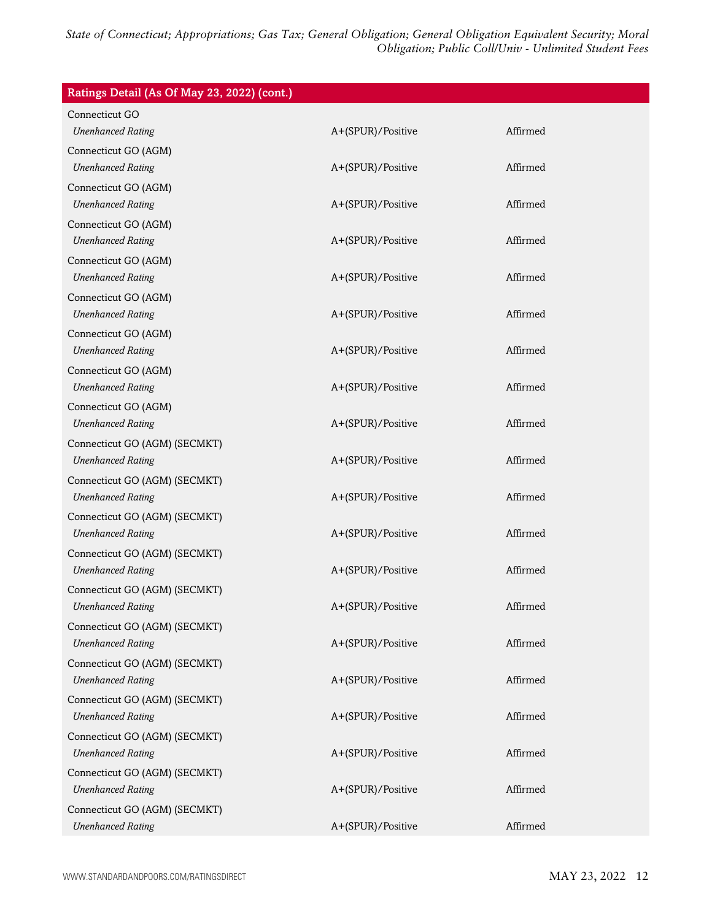| Ratings Detail (As Of May 23, 2022) (cont.) | | |
|---|---|---|
| Connecticut GO | | |
| *Unenhanced Rating* | A+(SPUR)/Positive | Affirmed |
| Connecticut GO (AGM) | | |
| *Unenhanced Rating* | A+(SPUR)/Positive | Affirmed |
| Connecticut GO (AGM) | | |
| *Unenhanced Rating* | A+(SPUR)/Positive | Affirmed |
| Connecticut GO (AGM) | | |
| *Unenhanced Rating* | A+(SPUR)/Positive | Affirmed |
| Connecticut GO (AGM) | | |
| *Unenhanced Rating* | A+(SPUR)/Positive | Affirmed |
| Connecticut GO (AGM) | | |
| *Unenhanced Rating* | A+(SPUR)/Positive | Affirmed |
| Connecticut GO (AGM) | | |
| *Unenhanced Rating* | A+(SPUR)/Positive | Affirmed |
| Connecticut GO (AGM) | | |
| *Unenhanced Rating* | A+(SPUR)/Positive | Affirmed |
| Connecticut GO (AGM) | | |
| *Unenhanced Rating* | A+(SPUR)/Positive | Affirmed |
| Connecticut GO (AGM) (SECMKT) | | |
| *Unenhanced Rating* | A+(SPUR)/Positive | Affirmed |
| Connecticut GO (AGM) (SECMKT) | | |
| *Unenhanced Rating* | A+(SPUR)/Positive | Affirmed |
| Connecticut GO (AGM) (SECMKT) | | |
| *Unenhanced Rating* | A+(SPUR)/Positive | Affirmed |
| Connecticut GO (AGM) (SECMKT) | | |
| *Unenhanced Rating* | A+(SPUR)/Positive | Affirmed |
| Connecticut GO (AGM) (SECMKT) | | |
| *Unenhanced Rating* | A+(SPUR)/Positive | Affirmed |
| Connecticut GO (AGM) (SECMKT) | | |
| *Unenhanced Rating* | A+(SPUR)/Positive | Affirmed |
| Connecticut GO (AGM) (SECMKT) | | |
| *Unenhanced Rating* | A+(SPUR)/Positive | Affirmed |
| Connecticut GO (AGM) (SECMKT) | | |
| *Unenhanced Rating* | A+(SPUR)/Positive | Affirmed |
| Connecticut GO (AGM) (SECMKT) | | |
| *Unenhanced Rating* | A+(SPUR)/Positive | Affirmed |
| Connecticut GO (AGM) (SECMKT) | | |
| *Unenhanced Rating* | A+(SPUR)/Positive | Affirmed |
| Connecticut GO (AGM) (SECMKT) | | |
| *Unenhanced Rating* | A+(SPUR)/Positive | Affirmed |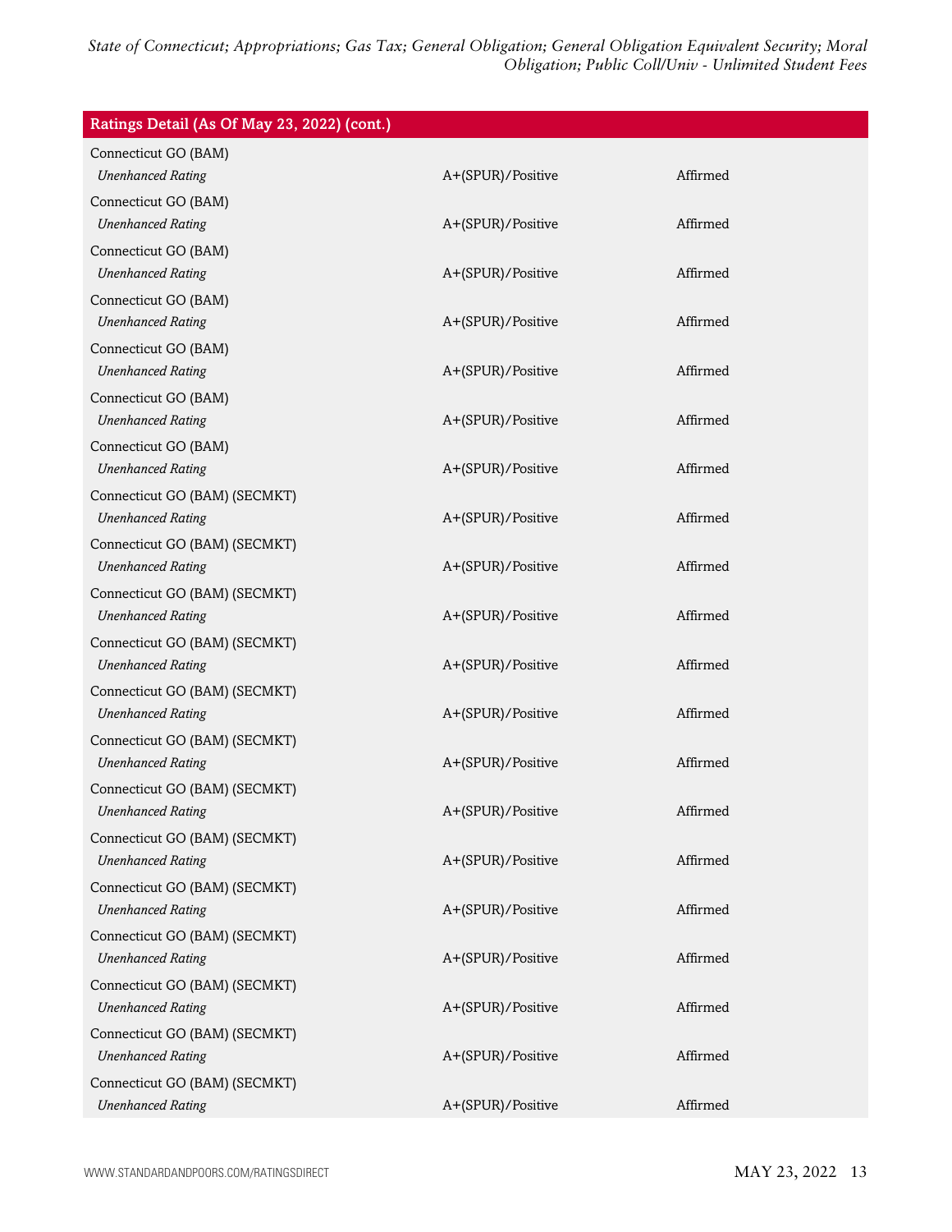| Ratings Detail (As Of May 23, 2022) (cont.) | | |
|---|---|---|
| Connecticut GO (BAM) | | |
| *Unenhanced Rating* | A+(SPUR)/Positive | Affirmed |
| Connecticut GO (BAM) | | |
| *Unenhanced Rating* | A+(SPUR)/Positive | Affirmed |
| Connecticut GO (BAM) | | |
| *Unenhanced Rating* | A+(SPUR)/Positive | Affirmed |
| Connecticut GO (BAM) | | |
| *Unenhanced Rating* | A+(SPUR)/Positive | Affirmed |
| Connecticut GO (BAM) | | |
| *Unenhanced Rating* | A+(SPUR)/Positive | Affirmed |
| Connecticut GO (BAM) | | |
| *Unenhanced Rating* | A+(SPUR)/Positive | Affirmed |
| Connecticut GO (BAM) | | |
| *Unenhanced Rating* | A+(SPUR)/Positive | Affirmed |
| Connecticut GO (BAM) (SECMKT) | | |
| *Unenhanced Rating* | A+(SPUR)/Positive | Affirmed |
| Connecticut GO (BAM) (SECMKT) | | |
| *Unenhanced Rating* | A+(SPUR)/Positive | Affirmed |
| Connecticut GO (BAM) (SECMKT) | | |
| *Unenhanced Rating* | A+(SPUR)/Positive | Affirmed |
| Connecticut GO (BAM) (SECMKT) | | |
| *Unenhanced Rating* | A+(SPUR)/Positive | Affirmed |
| Connecticut GO (BAM) (SECMKT) | | |
| *Unenhanced Rating* | A+(SPUR)/Positive | Affirmed |
| Connecticut GO (BAM) (SECMKT) | | |
| *Unenhanced Rating* | A+(SPUR)/Positive | Affirmed |
| Connecticut GO (BAM) (SECMKT) | | |
| *Unenhanced Rating* | A+(SPUR)/Positive | Affirmed |
| Connecticut GO (BAM) (SECMKT) | | |
| *Unenhanced Rating* | A+(SPUR)/Positive | Affirmed |
| Connecticut GO (BAM) (SECMKT) | | |
| *Unenhanced Rating* | A+(SPUR)/Positive | Affirmed |
| Connecticut GO (BAM) (SECMKT) | | |
| *Unenhanced Rating* | A+(SPUR)/Positive | Affirmed |
| Connecticut GO (BAM) (SECMKT) | | |
| *Unenhanced Rating* | A+(SPUR)/Positive | Affirmed |
| Connecticut GO (BAM) (SECMKT) | | |
| *Unenhanced Rating* | A+(SPUR)/Positive | Affirmed |
| Connecticut GO (BAM) (SECMKT) | | |
| *Unenhanced Rating* | A+(SPUR)/Positive | Affirmed |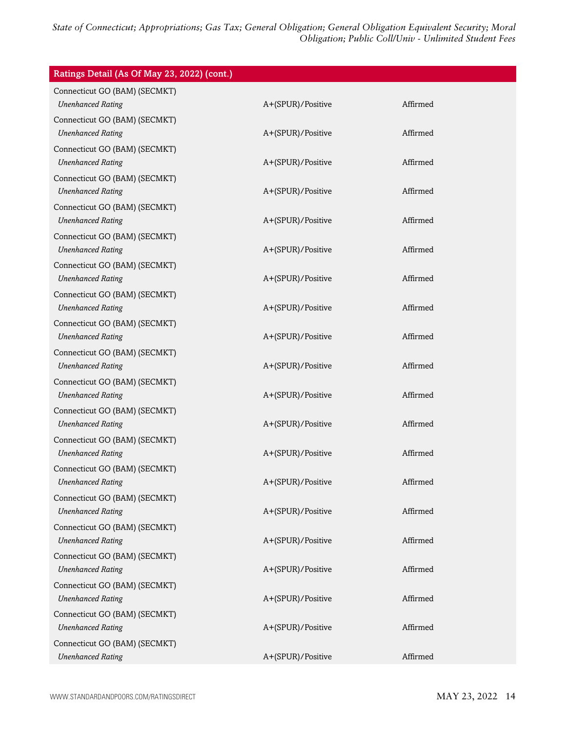| Ratings Detail (As Of May 23, 2022) (cont.) | | |
|---|---|---|
| Connecticut GO (BAM) (SECMKT) | | |
| *Unenhanced Rating* | A+(SPUR)/Positive | Affirmed |
| Connecticut GO (BAM) (SECMKT) | | |
| *Unenhanced Rating* | A+(SPUR)/Positive | Affirmed |
| Connecticut GO (BAM) (SECMKT) | | |
| *Unenhanced Rating* | A+(SPUR)/Positive | Affirmed |
| Connecticut GO (BAM) (SECMKT) | | |
| *Unenhanced Rating* | A+(SPUR)/Positive | Affirmed |
| Connecticut GO (BAM) (SECMKT) | | |
| *Unenhanced Rating* | A+(SPUR)/Positive | Affirmed |
| Connecticut GO (BAM) (SECMKT) | | |
| *Unenhanced Rating* | A+(SPUR)/Positive | Affirmed |
| Connecticut GO (BAM) (SECMKT) | | |
| *Unenhanced Rating* | A+(SPUR)/Positive | Affirmed |
| Connecticut GO (BAM) (SECMKT) | | |
| *Unenhanced Rating* | A+(SPUR)/Positive | Affirmed |
| Connecticut GO (BAM) (SECMKT) | | |
| *Unenhanced Rating* | A+(SPUR)/Positive | Affirmed |
| Connecticut GO (BAM) (SECMKT) | | |
| *Unenhanced Rating* | A+(SPUR)/Positive | Affirmed |
| Connecticut GO (BAM) (SECMKT) | | |
| *Unenhanced Rating* | A+(SPUR)/Positive | Affirmed |
| Connecticut GO (BAM) (SECMKT) | | |
| *Unenhanced Rating* | A+(SPUR)/Positive | Affirmed |
| Connecticut GO (BAM) (SECMKT) | | |
| *Unenhanced Rating* | A+(SPUR)/Positive | Affirmed |
| Connecticut GO (BAM) (SECMKT) | | |
| *Unenhanced Rating* | A+(SPUR)/Positive | Affirmed |
| Connecticut GO (BAM) (SECMKT) | | |
| *Unenhanced Rating* | A+(SPUR)/Positive | Affirmed |
| Connecticut GO (BAM) (SECMKT) | | |
| *Unenhanced Rating* | A+(SPUR)/Positive | Affirmed |
| Connecticut GO (BAM) (SECMKT) | | |
| *Unenhanced Rating* | A+(SPUR)/Positive | Affirmed |
| Connecticut GO (BAM) (SECMKT) | | |
| *Unenhanced Rating* | A+(SPUR)/Positive | Affirmed |
| Connecticut GO (BAM) (SECMKT) | | |
| *Unenhanced Rating* | A+(SPUR)/Positive | Affirmed |
| Connecticut GO (BAM) (SECMKT) | | |
| *Unenhanced Rating* | A+(SPUR)/Positive | Affirmed |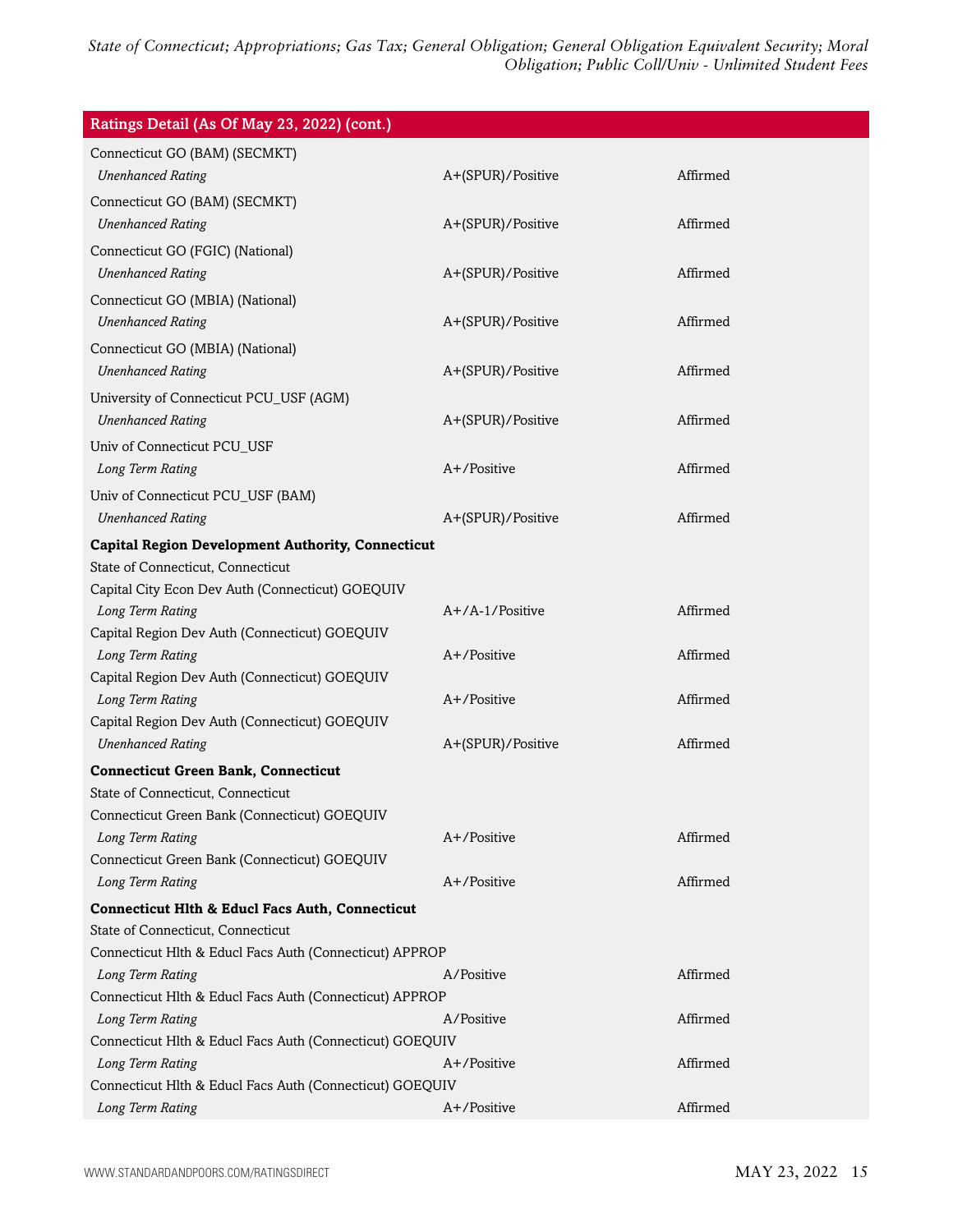| Ratings Detail (As Of May 23, 2022) (cont.) | | |
|---|---|---|
| Connecticut GO (BAM) (SECMKT) | | |
| *Unenhanced Rating* | A+(SPUR)/Positive | Affirmed |
| Connecticut GO (BAM) (SECMKT) | | |
| *Unenhanced Rating* | A+(SPUR)/Positive | Affirmed |
| Connecticut GO (FGIC) (National) | | |
| *Unenhanced Rating* | A+(SPUR)/Positive | Affirmed |
| Connecticut GO (MBIA) (National) | | |
| *Unenhanced Rating* | A+(SPUR)/Positive | Affirmed |
| Connecticut GO (MBIA) (National) | | |
| *Unenhanced Rating* | A+(SPUR)/Positive | Affirmed |
| University of Connecticut PCU_USF (AGM) | | |
| *Unenhanced Rating* | A+(SPUR)/Positive | Affirmed |
| Univ of Connecticut PCU_USF | | |
| *Long Term Rating* | A+/Positive | Affirmed |
| Univ of Connecticut PCU_USF (BAM) | | |
| *Unenhanced Rating* | A+(SPUR)/Positive | Affirmed |
| **Capital Region Development Authority, Connecticut** | | |
| State of Connecticut, Connecticut | | |
| Capital City Econ Dev Auth (Connecticut) GOEQUIV | | |
| *Long Term Rating* | A+/A-1/Positive | Affirmed |
| Capital Region Dev Auth (Connecticut) GOEQUIV | | |
| *Long Term Rating* | A+/Positive | Affirmed |
| Capital Region Dev Auth (Connecticut) GOEQUIV | | |
| *Long Term Rating* | A+/Positive | Affirmed |
| Capital Region Dev Auth (Connecticut) GOEQUIV | | |
| *Unenhanced Rating* | A+(SPUR)/Positive | Affirmed |
| **Connecticut Green Bank, Connecticut** | | |
| State of Connecticut, Connecticut | | |
| Connecticut Green Bank (Connecticut) GOEQUIV | | |
| *Long Term Rating* | A+/Positive | Affirmed |
| Connecticut Green Bank (Connecticut) GOEQUIV | | |
| *Long Term Rating* | A+/Positive | Affirmed |
| **Connecticut Hlth & Educl Facs Auth, Connecticut** | | |
| State of Connecticut, Connecticut | | |
| Connecticut Hlth & Educl Facs Auth (Connecticut) APPROP | | |
| *Long Term Rating* | A/Positive | Affirmed |
| Connecticut Hlth & Educl Facs Auth (Connecticut) APPROP | | |
| *Long Term Rating* | A/Positive | Affirmed |
| Connecticut Hlth & Educl Facs Auth (Connecticut) GOEQUIV | | |
| *Long Term Rating* | A+/Positive | Affirmed |
| Connecticut Hlth & Educl Facs Auth (Connecticut) GOEQUIV | | |
| *Long Term Rating* | A+/Positive | Affirmed |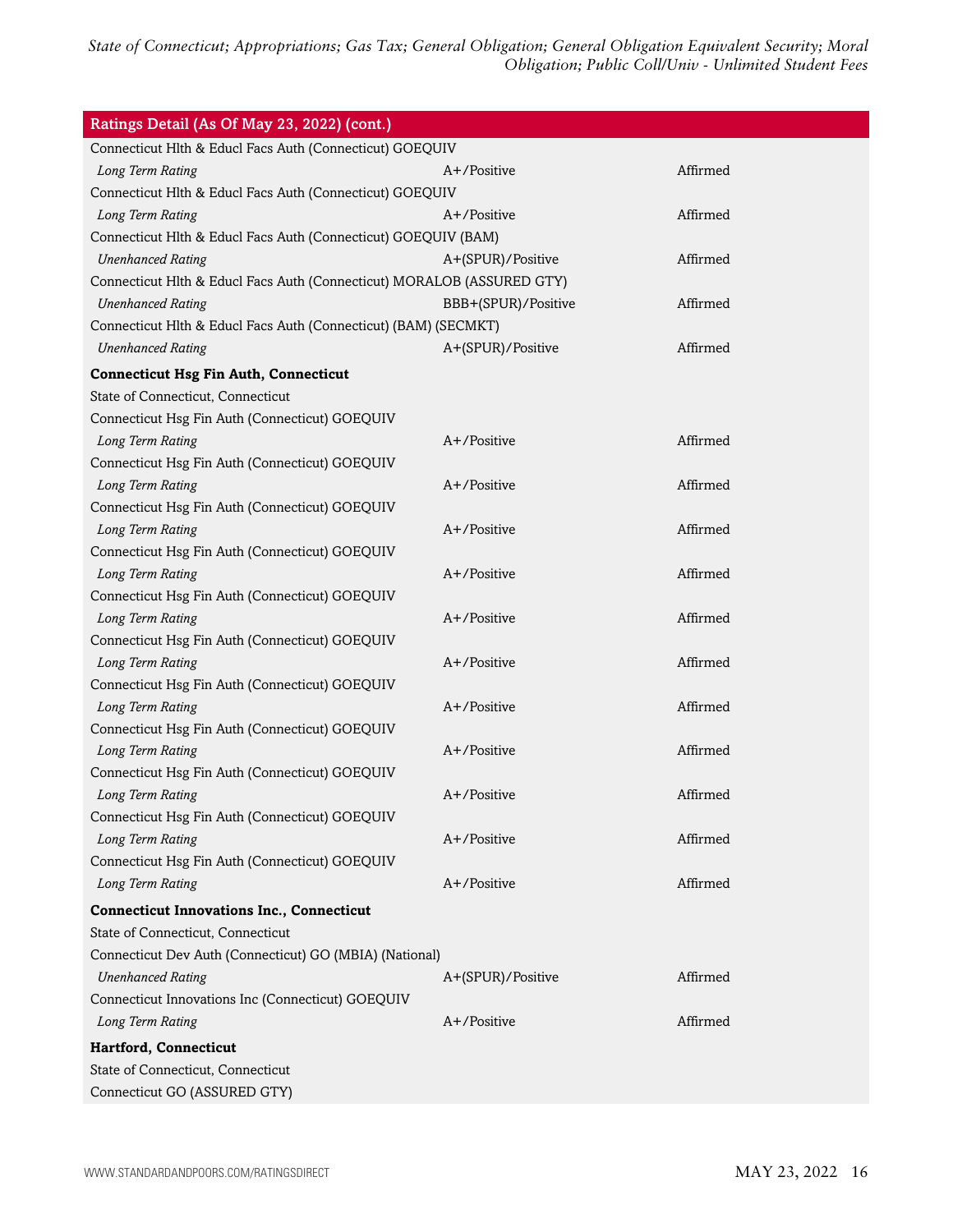| Ratings Detail (As Of May 23, 2022) (cont.) | | |
|---|---|---|
| Connecticut Hlth & Educl Facs Auth (Connecticut) GOEQUIV | | |
| *Long Term Rating* | A+/Positive | Affirmed |
| Connecticut Hlth & Educl Facs Auth (Connecticut) GOEQUIV | | |
| *Long Term Rating* | A+/Positive | Affirmed |
| Connecticut Hlth & Educl Facs Auth (Connecticut) GOEQUIV (BAM) | | |
| *Unenhanced Rating* | A+(SPUR)/Positive | Affirmed |
| Connecticut Hlth & Educl Facs Auth (Connecticut) MORALOB (ASSURED GTY) | | |
| *Unenhanced Rating* | BBB+(SPUR)/Positive | Affirmed |
| Connecticut Hlth & Educl Facs Auth (Connecticut) (BAM) (SECMKT) | | |
| *Unenhanced Rating* | A+(SPUR)/Positive | Affirmed |
| **Connecticut Hsg Fin Auth, Connecticut** | | |
| State of Connecticut, Connecticut | | |
| Connecticut Hsg Fin Auth (Connecticut) GOEQUIV | | |
| *Long Term Rating* | A+/Positive | Affirmed |
| Connecticut Hsg Fin Auth (Connecticut) GOEQUIV | | |
| *Long Term Rating* | A+/Positive | Affirmed |
| Connecticut Hsg Fin Auth (Connecticut) GOEQUIV | | |
| *Long Term Rating* | A+/Positive | Affirmed |
| Connecticut Hsg Fin Auth (Connecticut) GOEQUIV | | |
| *Long Term Rating* | A+/Positive | Affirmed |
| Connecticut Hsg Fin Auth (Connecticut) GOEQUIV | | |
| *Long Term Rating* | A+/Positive | Affirmed |
| Connecticut Hsg Fin Auth (Connecticut) GOEQUIV | | |
| *Long Term Rating* | A+/Positive | Affirmed |
| Connecticut Hsg Fin Auth (Connecticut) GOEQUIV | | |
| *Long Term Rating* | A+/Positive | Affirmed |
| Connecticut Hsg Fin Auth (Connecticut) GOEQUIV | | |
| *Long Term Rating* | A+/Positive | Affirmed |
| Connecticut Hsg Fin Auth (Connecticut) GOEQUIV | | |
| *Long Term Rating* | A+/Positive | Affirmed |
| Connecticut Hsg Fin Auth (Connecticut) GOEQUIV | | |
| *Long Term Rating* | A+/Positive | Affirmed |
| Connecticut Hsg Fin Auth (Connecticut) GOEQUIV | | |
| *Long Term Rating* | A+/Positive | Affirmed |
| **Connecticut Innovations Inc., Connecticut** | | |
| State of Connecticut, Connecticut | | |
| Connecticut Dev Auth (Connecticut) GO (MBIA) (National) | | |
| *Unenhanced Rating* | A+(SPUR)/Positive | Affirmed |
| Connecticut Innovations Inc (Connecticut) GOEQUIV | | |
| *Long Term Rating* | A+/Positive | Affirmed |
| **Hartford, Connecticut** | | |
| State of Connecticut, Connecticut | | |
| Connecticut GO (ASSURED GTY) | | |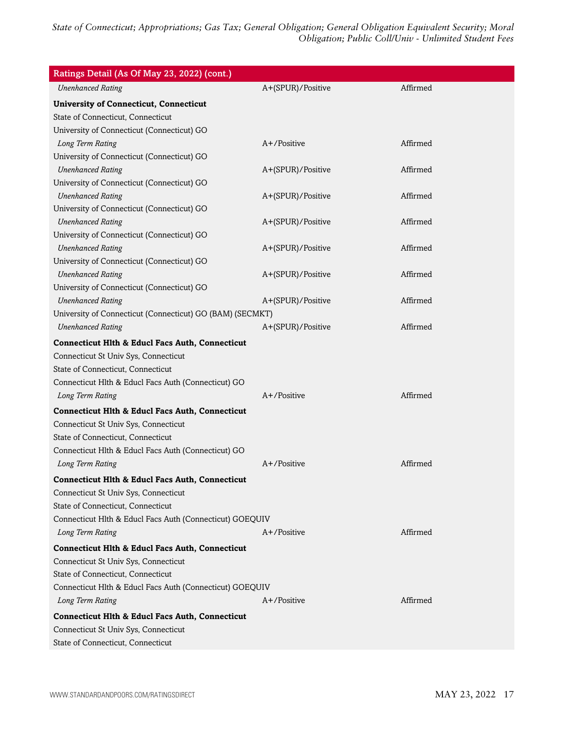| Ratings Detail (As Of May 23, 2022) (cont.) | | |
|---|---|---|
| *Unenhanced Rating* | A+(SPUR)/Positive | Affirmed |
| **University of Connecticut, Connecticut** | | |
| State of Connecticut, Connecticut | | |
| University of Connecticut (Connecticut) GO | | |
| *Long Term Rating* | A+/Positive | Affirmed |
| University of Connecticut (Connecticut) GO | | |
| *Unenhanced Rating* | A+(SPUR)/Positive | Affirmed |
| University of Connecticut (Connecticut) GO | | |
| *Unenhanced Rating* | A+(SPUR)/Positive | Affirmed |
| University of Connecticut (Connecticut) GO | | |
| *Unenhanced Rating* | A+(SPUR)/Positive | Affirmed |
| University of Connecticut (Connecticut) GO | | |
| *Unenhanced Rating* | A+(SPUR)/Positive | Affirmed |
| University of Connecticut (Connecticut) GO | | |
| *Unenhanced Rating* | A+(SPUR)/Positive | Affirmed |
| University of Connecticut (Connecticut) GO | | |
| *Unenhanced Rating* | A+(SPUR)/Positive | Affirmed |
| University of Connecticut (Connecticut) GO (BAM) (SECMKT) | | |
| *Unenhanced Rating* | A+(SPUR)/Positive | Affirmed |
| **Connecticut Hlth & Educl Facs Auth, Connecticut** | | |
| Connecticut St Univ Sys, Connecticut | | |
| State of Connecticut, Connecticut | | |
| Connecticut Hlth & Educl Facs Auth (Connecticut) GO | | |
| *Long Term Rating* | A+/Positive | Affirmed |
| **Connecticut Hlth & Educl Facs Auth, Connecticut** | | |
| Connecticut St Univ Sys, Connecticut | | |
| State of Connecticut, Connecticut | | |
| Connecticut Hlth & Educl Facs Auth (Connecticut) GO | | |
| *Long Term Rating* | A+/Positive | Affirmed |
| **Connecticut Hlth & Educl Facs Auth, Connecticut** | | |
| Connecticut St Univ Sys, Connecticut | | |
| State of Connecticut, Connecticut | | |
| Connecticut Hlth & Educl Facs Auth (Connecticut) GOEQUIV | | |
| *Long Term Rating* | A+/Positive | Affirmed |
| **Connecticut Hlth & Educl Facs Auth, Connecticut** | | |
| Connecticut St Univ Sys, Connecticut | | |
| State of Connecticut, Connecticut | | |
| Connecticut Hlth & Educl Facs Auth (Connecticut) GOEQUIV | | |
| *Long Term Rating* | A+/Positive | Affirmed |
| **Connecticut Hlth & Educl Facs Auth, Connecticut** | | |
| Connecticut St Univ Sys, Connecticut | | |
| State of Connecticut, Connecticut | | |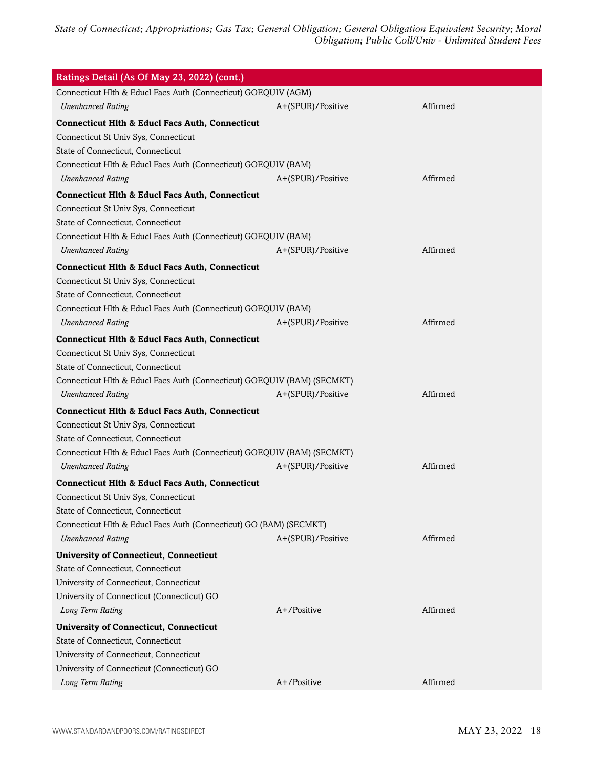| Ratings Detail (As Of May 23, 2022) (cont.) | | |
|---|---|---|
| Connecticut Hlth & Educl Facs Auth (Connecticut) GOEQUIV (AGM) | | |
| *Unenhanced Rating* | A+(SPUR)/Positive | Affirmed |
| **Connecticut Hlth & Educl Facs Auth, Connecticut** | | |
| Connecticut St Univ Sys, Connecticut | | |
| State of Connecticut, Connecticut | | |
| Connecticut Hlth & Educl Facs Auth (Connecticut) GOEQUIV (BAM) | | |
| *Unenhanced Rating* | A+(SPUR)/Positive | Affirmed |
| **Connecticut Hlth & Educl Facs Auth, Connecticut** | | |
| Connecticut St Univ Sys, Connecticut | | |
| State of Connecticut, Connecticut | | |
| Connecticut Hlth & Educl Facs Auth (Connecticut) GOEQUIV (BAM) | | |
| *Unenhanced Rating* | A+(SPUR)/Positive | Affirmed |
| **Connecticut Hlth & Educl Facs Auth, Connecticut** | | |
| Connecticut St Univ Sys, Connecticut | | |
| State of Connecticut, Connecticut | | |
| Connecticut Hlth & Educl Facs Auth (Connecticut) GOEQUIV (BAM) | | |
| *Unenhanced Rating* | A+(SPUR)/Positive | Affirmed |
| **Connecticut Hlth & Educl Facs Auth, Connecticut** | | |
| Connecticut St Univ Sys, Connecticut | | |
| State of Connecticut, Connecticut | | |
| Connecticut Hlth & Educl Facs Auth (Connecticut) GOEQUIV (BAM) (SECMKT) | | |
| *Unenhanced Rating* | A+(SPUR)/Positive | Affirmed |
| **Connecticut Hlth & Educl Facs Auth, Connecticut** | | |
| Connecticut St Univ Sys, Connecticut | | |
| State of Connecticut, Connecticut | | |
| Connecticut Hlth & Educl Facs Auth (Connecticut) GOEQUIV (BAM) (SECMKT) | | |
| *Unenhanced Rating* | A+(SPUR)/Positive | Affirmed |
| **Connecticut Hlth & Educl Facs Auth, Connecticut** | | |
| Connecticut St Univ Sys, Connecticut | | |
| State of Connecticut, Connecticut | | |
| Connecticut Hlth & Educl Facs Auth (Connecticut) GO (BAM) (SECMKT) | | |
| *Unenhanced Rating* | A+(SPUR)/Positive | Affirmed |
| **University of Connecticut, Connecticut** | | |
| State of Connecticut, Connecticut | | |
| University of Connecticut, Connecticut | | |
| University of Connecticut (Connecticut) GO | | |
| *Long Term Rating* | A+/Positive | Affirmed |
| **University of Connecticut, Connecticut** | | |
| State of Connecticut, Connecticut | | |
| University of Connecticut, Connecticut | | |
| University of Connecticut (Connecticut) GO | | |
| *Long Term Rating* | A+/Positive | Affirmed |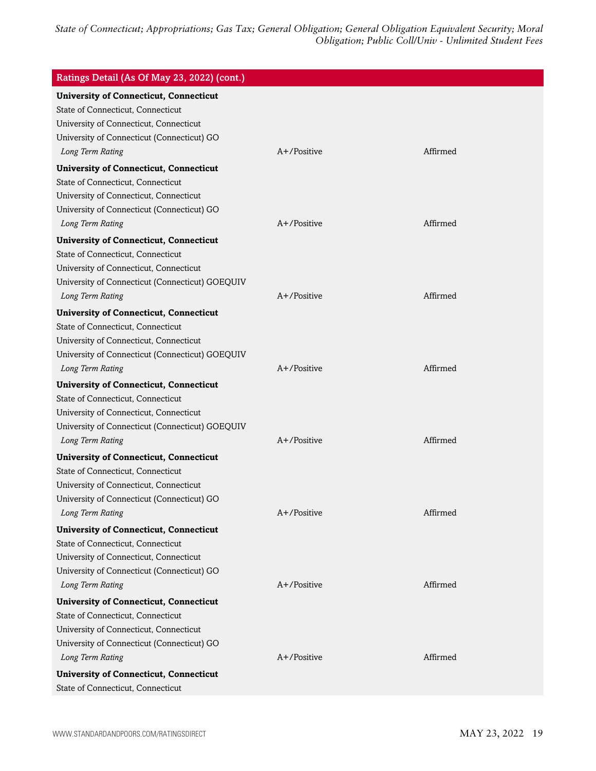| Ratings Detail (As Of May 23, 2022) (cont.) | | |
|---|---|---|
| **University of Connecticut, Connecticut** | | |
| State of Connecticut, Connecticut | | |
| University of Connecticut, Connecticut | | |
| University of Connecticut (Connecticut) GO | | |
| *Long Term Rating* | A+/Positive | Affirmed |
| **University of Connecticut, Connecticut** | | |
| State of Connecticut, Connecticut | | |
| University of Connecticut, Connecticut | | |
| University of Connecticut (Connecticut) GO | | |
| *Long Term Rating* | A+/Positive | Affirmed |
| **University of Connecticut, Connecticut** | | |
| State of Connecticut, Connecticut | | |
| University of Connecticut, Connecticut | | |
| University of Connecticut (Connecticut) GOEQUIV | | |
| *Long Term Rating* | A+/Positive | Affirmed |
| **University of Connecticut, Connecticut** | | |
| State of Connecticut, Connecticut | | |
| University of Connecticut, Connecticut | | |
| University of Connecticut (Connecticut) GOEQUIV | | |
| *Long Term Rating* | A+/Positive | Affirmed |
| **University of Connecticut, Connecticut** | | |
| State of Connecticut, Connecticut | | |
| University of Connecticut, Connecticut | | |
| University of Connecticut (Connecticut) GOEQUIV | | |
| *Long Term Rating* | A+/Positive | Affirmed |
| **University of Connecticut, Connecticut** | | |
| State of Connecticut, Connecticut | | |
| University of Connecticut, Connecticut | | |
| University of Connecticut (Connecticut) GO | | |
| *Long Term Rating* | A+/Positive | Affirmed |
| **University of Connecticut, Connecticut** | | |
| State of Connecticut, Connecticut | | |
| University of Connecticut, Connecticut | | |
| University of Connecticut (Connecticut) GO | | |
| *Long Term Rating* | A+/Positive | Affirmed |
| **University of Connecticut, Connecticut** | | |
| State of Connecticut, Connecticut | | |
| University of Connecticut, Connecticut | | |
| University of Connecticut (Connecticut) GO | | |
| *Long Term Rating* | A+/Positive | Affirmed |
| **University of Connecticut, Connecticut** | | |
| State of Connecticut, Connecticut | | |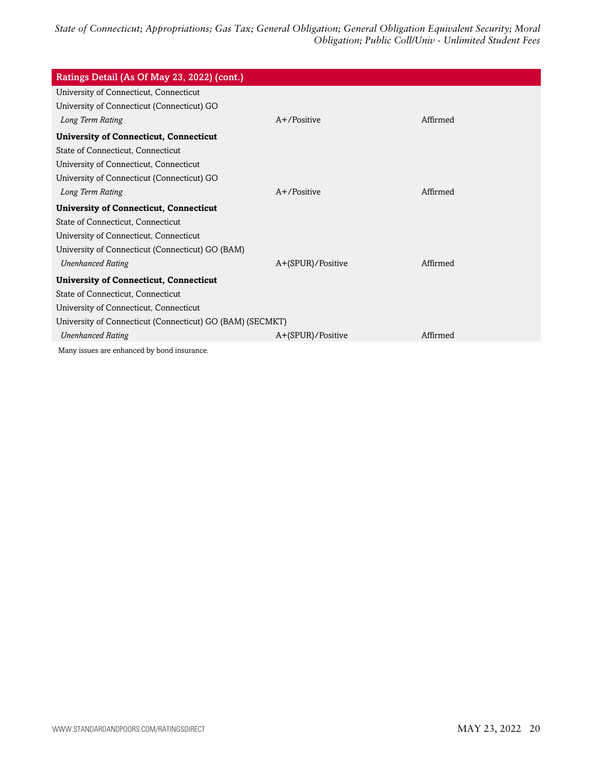| Ratings Detail (As Of May 23, 2022) (cont.) | | |
|---|---|---|
| University of Connecticut, Connecticut | | |
| University of Connecticut (Connecticut) GO | | |
| *Long Term Rating* | A+/Positive | Affirmed |
| **University of Connecticut, Connecticut** | | |
| State of Connecticut, Connecticut | | |
| University of Connecticut, Connecticut | | |
| University of Connecticut (Connecticut) GO | | |
| *Long Term Rating* | A+/Positive | Affirmed |
| **University of Connecticut, Connecticut** | | |
| State of Connecticut, Connecticut | | |
| University of Connecticut, Connecticut | | |
| University of Connecticut (Connecticut) GO (BAM) | | |
| *Unenhanced Rating* | A+(SPUR)/Positive | Affirmed |
| **University of Connecticut, Connecticut** | | |
| State of Connecticut, Connecticut | | |
| University of Connecticut, Connecticut | | |
| University of Connecticut (Connecticut) GO (BAM) (SECMKT) | | |
| *Unenhanced Rating* | A+(SPUR)/Positive | Affirmed |

Many issues are enhanced by bond insurance.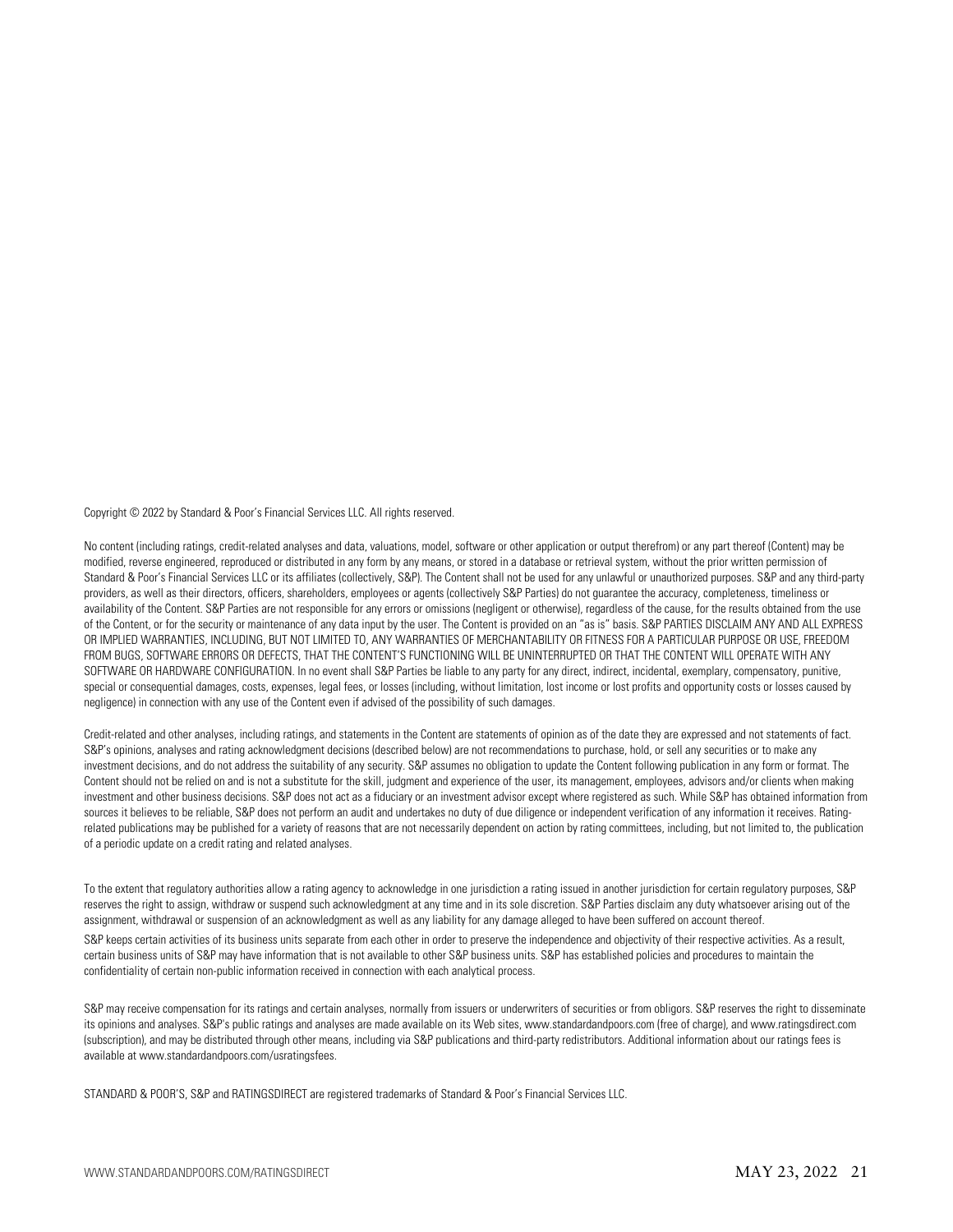Copyright © 2022 by Standard & Poor's Financial Services LLC. All rights reserved.

No content (including ratings, credit-related analyses and data, valuations, model, software or other application or output therefrom) or any part thereof (Content) may be modified, reverse engineered, reproduced or distributed in any form by any means, or stored in a database or retrieval system, without the prior written permission of Standard & Poor's Financial Services LLC or its affiliates (collectively, S&P). The Content shall not be used for any unlawful or unauthorized purposes. S&P and any third-party providers, as well as their directors, officers, shareholders, employees or agents (collectively S&P Parties) do not guarantee the accuracy, completeness, timeliness or availability of the Content. S&P Parties are not responsible for any errors or omissions (negligent or otherwise), regardless of the cause, for the results obtained from the use of the Content, or for the security or maintenance of any data input by the user. The Content is provided on an "as is" basis. S&P PARTIES DISCLAIM ANY AND ALL EXPRESS OR IMPLIED WARRANTIES, INCLUDING, BUT NOT LIMITED TO, ANY WARRANTIES OF MERCHANTABILITY OR FITNESS FOR A PARTICULAR PURPOSE OR USE, FREEDOM FROM BUGS, SOFTWARE ERRORS OR DEFECTS, THAT THE CONTENT'S FUNCTIONING WILL BE UNINTERRUPTED OR THAT THE CONTENT WILL OPERATE WITH ANY SOFTWARE OR HARDWARE CONFIGURATION. In no event shall S&P Parties be liable to any party for any direct, indirect, incidental, exemplary, compensatory, punitive, special or consequential damages, costs, expenses, legal fees, or losses (including, without limitation, lost income or lost profits and opportunity costs or losses caused by negligence) in connection with any use of the Content even if advised of the possibility of such damages.

Credit-related and other analyses, including ratings, and statements in the Content are statements of opinion as of the date they are expressed and not statements of fact. S&P's opinions, analyses and rating acknowledgment decisions (described below) are not recommendations to purchase, hold, or sell any securities or to make any investment decisions, and do not address the suitability of any security. S&P assumes no obligation to update the Content following publication in any form or format. The Content should not be relied on and is not a substitute for the skill, judgment and experience of the user, its management, employees, advisors and/or clients when making investment and other business decisions. S&P does not act as a fiduciary or an investment advisor except where registered as such. While S&P has obtained information from sources it believes to be reliable, S&P does not perform an audit and undertakes no duty of due diligence or independent verification of any information it receives. Rating-related publications may be published for a variety of reasons that are not necessarily dependent on action by rating committees, including, but not limited to, the publication of a periodic update on a credit rating and related analyses.

To the extent that regulatory authorities allow a rating agency to acknowledge in one jurisdiction a rating issued in another jurisdiction for certain regulatory purposes, S&P reserves the right to assign, withdraw or suspend such acknowledgment at any time and in its sole discretion. S&P Parties disclaim any duty whatsoever arising out of the assignment, withdrawal or suspension of an acknowledgment as well as any liability for any damage alleged to have been suffered on account thereof.

S&P keeps certain activities of its business units separate from each other in order to preserve the independence and objectivity of their respective activities. As a result, certain business units of S&P may have information that is not available to other S&P business units. S&P has established policies and procedures to maintain the confidentiality of certain non-public information received in connection with each analytical process.

S&P may receive compensation for its ratings and certain analyses, normally from issuers or underwriters of securities or from obligors. S&P reserves the right to disseminate its opinions and analyses. S&P's public ratings and analyses are made available on its Web sites, www.standardandpoors.com (free of charge), and www.ratingsdirect.com (subscription), and may be distributed through other means, including via S&P publications and third-party redistributors. Additional information about our ratings fees is available at www.standardandpoors.com/usratingsfees.

STANDARD & POOR'S, S&P and RATINGSDIRECT are registered trademarks of Standard & Poor's Financial Services LLC.